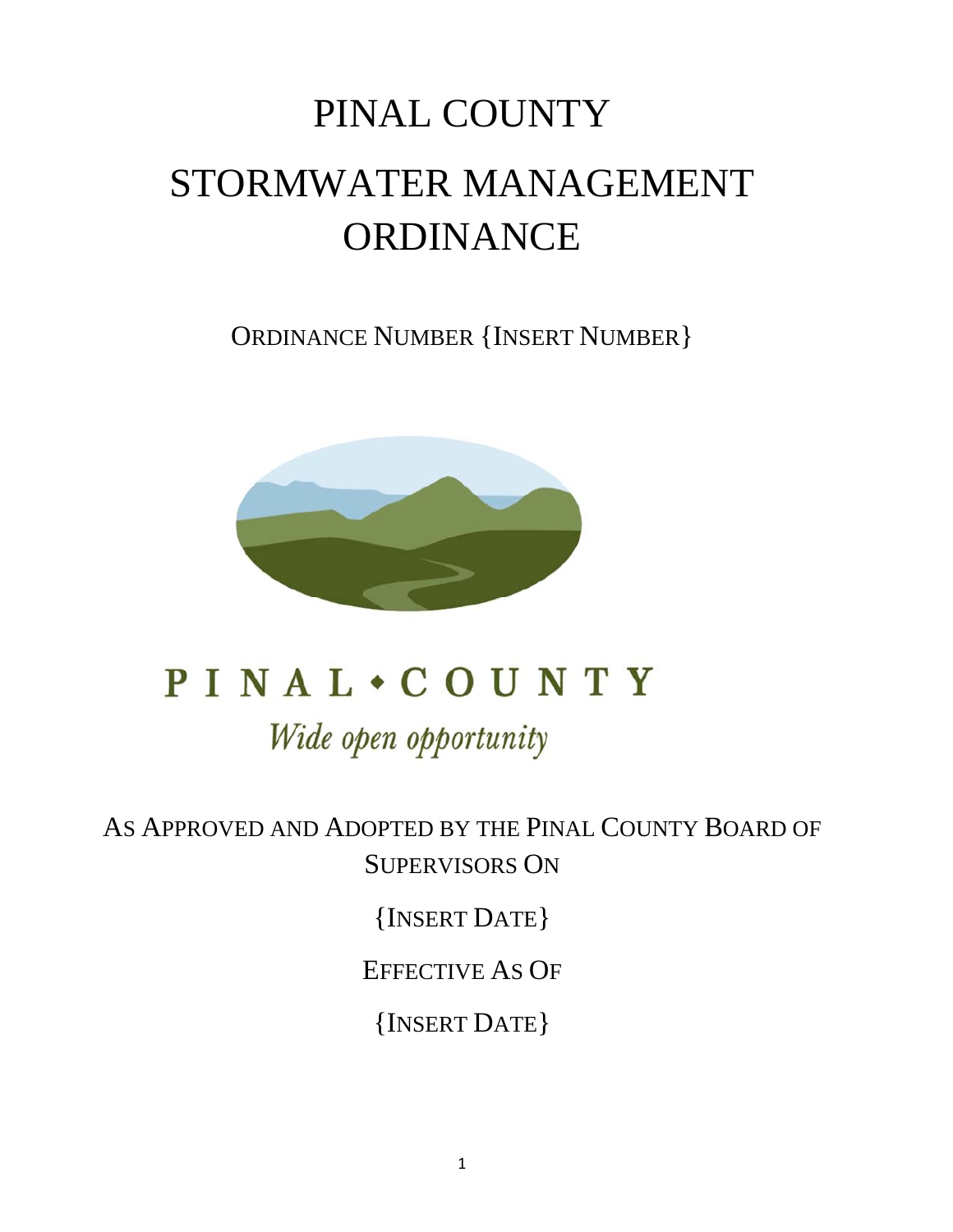# PINAL COUNTY

# STORMWATER MANAGEMENT ORDINANCE

ORDINANCE NUMBER {INSERT NUMBER}

PINAL • COUNTY

*Wide open opportunity*

AS APPROVED AND ADOPTED BY THE PINAL COUNTY BOARD OF SUPERVISORS ON

{INSERT DATE}

EFFECTIVE AS OF

{INSERT DATE}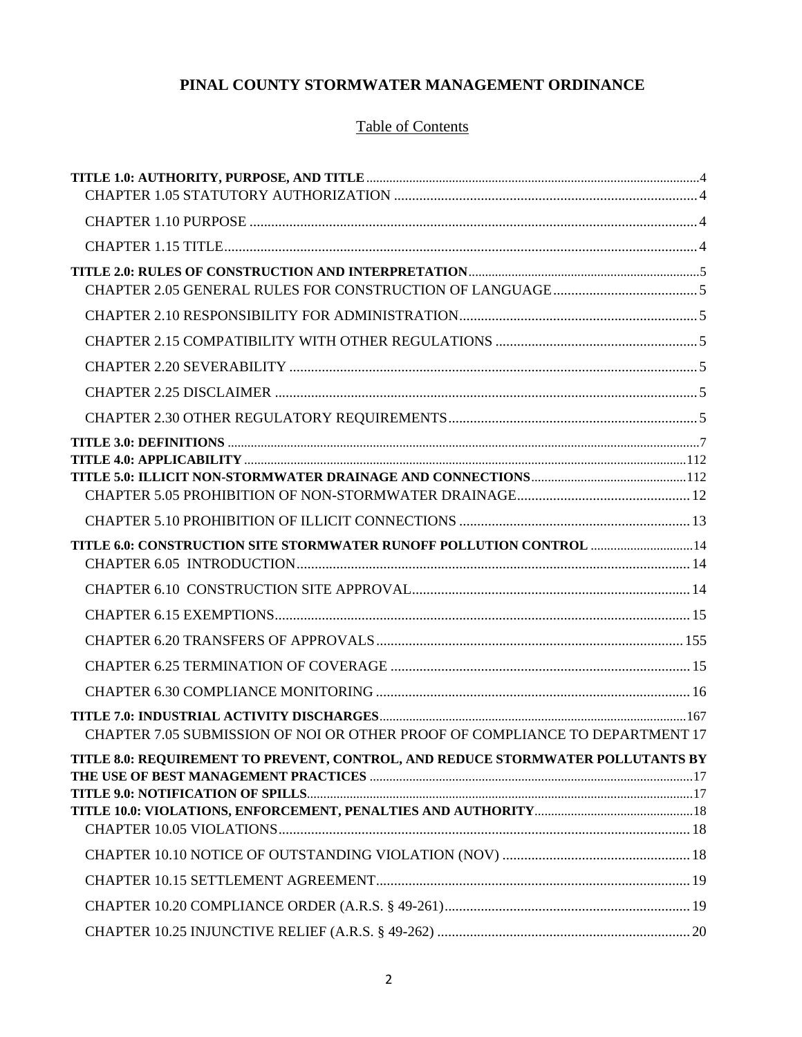# PINAL COUNTY STORMWATER MANAGEMENT ORDINANCE

## Table of Contents

**TITLE 1.0: AUTHORITY, PURPOSE, AND TITLE** .......... 4

- CHAPTER 1.05 STATUTORY AUTHORIZATION .......... 4
- CHAPTER 1.10 PURPOSE .......... 4
- CHAPTER 1.15 TITLE .......... 4

**TITLE 2.0: RULES OF CONSTRUCTION AND INTERPRETATION** .......... 5

- CHAPTER 2.05 GENERAL RULES FOR CONSTRUCTION OF LANGUAGE .......... 5
- CHAPTER 2.10 RESPONSIBILITY FOR ADMINISTRATION .......... 5
- CHAPTER 2.15 COMPATIBILITY WITH OTHER REGULATIONS .......... 5
- CHAPTER 2.20 SEVERABILITY .......... 5
- CHAPTER 2.25 DISCLAIMER .......... 5
- CHAPTER 2.30 OTHER REGULATORY REQUIREMENTS .......... 5

**TITLE 3.0: DEFINITIONS** .......... 7

**TITLE 4.0: APPLICABILITY** .......... 112

**TITLE 5.0: ILLICIT NON-STORMWATER DRAINAGE AND CONNECTIONS** .......... 112

- CHAPTER 5.05 PROHIBITION OF NON-STORMWATER DRAINAGE .......... 12
- CHAPTER 5.10 PROHIBITION OF ILLICIT CONNECTIONS .......... 13

**TITLE 6.0: CONSTRUCTION SITE STORMWATER RUNOFF POLLUTION CONTROL** .......... 14

- CHAPTER 6.05 INTRODUCTION .......... 14
- CHAPTER 6.10 CONSTRUCTION SITE APPROVAL .......... 14
- CHAPTER 6.15 EXEMPTIONS .......... 15
- CHAPTER 6.20 TRANSFERS OF APPROVALS .......... 155
- CHAPTER 6.25 TERMINATION OF COVERAGE .......... 15
- CHAPTER 6.30 COMPLIANCE MONITORING .......... 16

**TITLE 7.0: INDUSTRIAL ACTIVITY DISCHARGES** .......... 167

- CHAPTER 7.05 SUBMISSION OF NOI OR OTHER PROOF OF COMPLIANCE TO DEPARTMENT 17

**TITLE 8.0: REQUIREMENT TO PREVENT, CONTROL, AND REDUCE STORMWATER POLLUTANTS BY THE USE OF BEST MANAGEMENT PRACTICES** .......... 17

**TITLE 9.0: NOTIFICATION OF SPILLS** .......... 17

**TITLE 10.0: VIOLATIONS, ENFORCEMENT, PENALTIES AND AUTHORITY** .......... 18

- CHAPTER 10.05 VIOLATIONS .......... 18
- CHAPTER 10.10 NOTICE OF OUTSTANDING VIOLATION (NOV) .......... 18
- CHAPTER 10.15 SETTLEMENT AGREEMENT .......... 19
- CHAPTER 10.20 COMPLIANCE ORDER (A.R.S. § 49-261) .......... 19
- CHAPTER 10.25 INJUNCTIVE RELIEF (A.R.S. § 49-262) .......... 20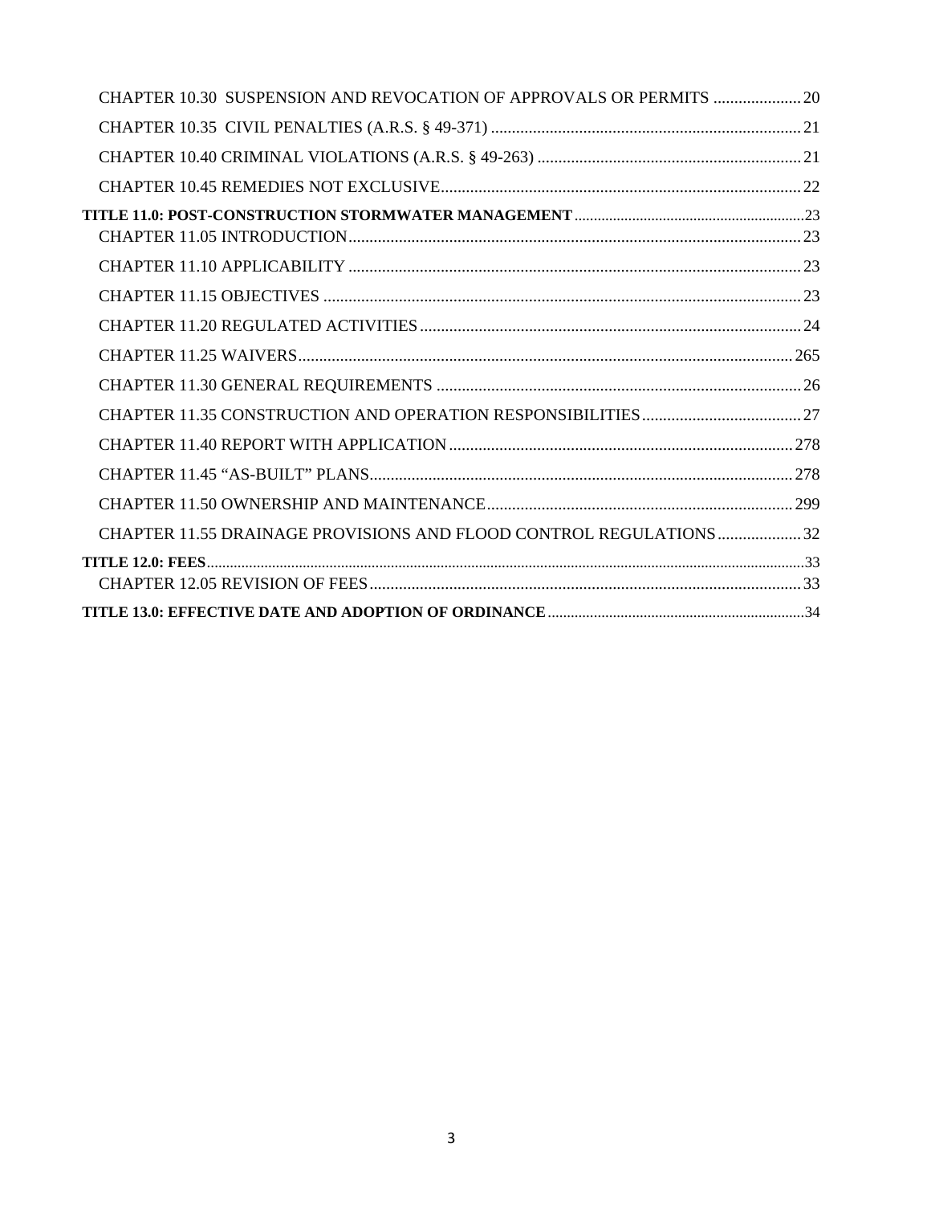CHAPTER 10.30 SUSPENSION AND REVOCATION OF APPROVALS OR PERMITS ..................... 20

CHAPTER 10.35 CIVIL PENALTIES (A.R.S. § 49-371) .......................................................................... 21

CHAPTER 10.40 CRIMINAL VIOLATIONS (A.R.S. § 49-263) ............................................................... 21

CHAPTER 10.45 REMEDIES NOT EXCLUSIVE ...................................................................................... 22

**TITLE 11.0: POST-CONSTRUCTION STORMWATER MANAGEMENT** ............................................................ 23

CHAPTER 11.05 INTRODUCTION ........................................................................................................... 23

CHAPTER 11.10 APPLICABILITY ............................................................................................................ 23

CHAPTER 11.15 OBJECTIVES .................................................................................................................. 23

CHAPTER 11.20 REGULATED ACTIVITIES ........................................................................................... 24

CHAPTER 11.25 WAIVERS ....................................................................................................................... 265

CHAPTER 11.30 GENERAL REQUIREMENTS ....................................................................................... 26

CHAPTER 11.35 CONSTRUCTION AND OPERATION RESPONSIBILITIES ...................................... 27

CHAPTER 11.40 REPORT WITH APPLICATION .................................................................................. 278

CHAPTER 11.45 "AS-BUILT" PLANS ..................................................................................................... 278

CHAPTER 11.50 OWNERSHIP AND MAINTENANCE ......................................................................... 299

CHAPTER 11.55 DRAINAGE PROVISIONS AND FLOOD CONTROL REGULATIONS .................... 32

**TITLE 12.0: FEES** ............................................................................................................................................ 33

CHAPTER 12.05 REVISION OF FEES ....................................................................................................... 33

**TITLE 13.0: EFFECTIVE DATE AND ADOPTION OF ORDINANCE** ................................................................... 34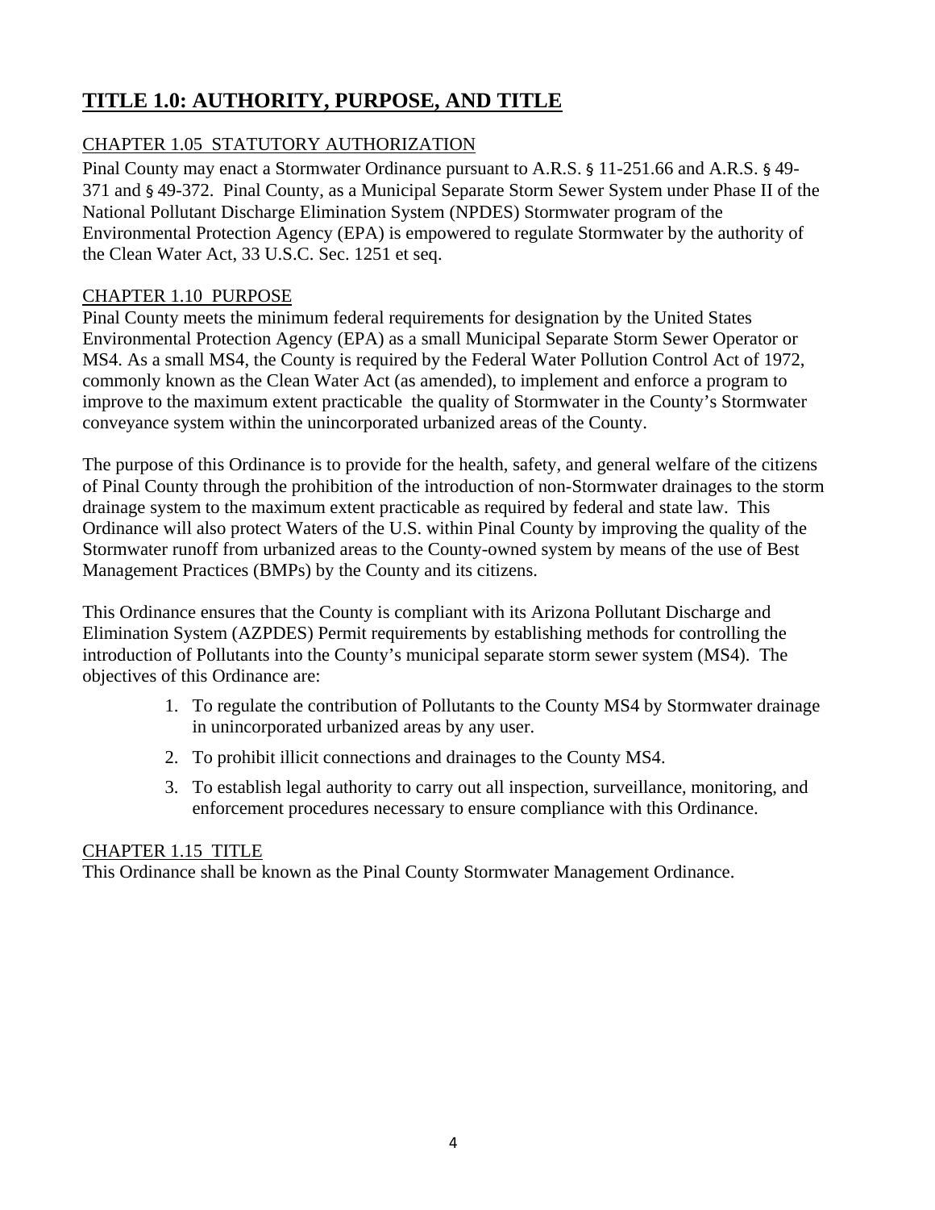# TITLE 1.0: AUTHORITY, PURPOSE, AND TITLE

## CHAPTER 1.05 STATUTORY AUTHORIZATION

Pinal County may enact a Stormwater Ordinance pursuant to A.R.S. § 11-251.66 and A.R.S. § 49-371 and § 49-372. Pinal County, as a Municipal Separate Storm Sewer System under Phase II of the National Pollutant Discharge Elimination System (NPDES) Stormwater program of the Environmental Protection Agency (EPA) is empowered to regulate Stormwater by the authority of the Clean Water Act, 33 U.S.C. Sec. 1251 et seq.

## CHAPTER 1.10 PURPOSE

Pinal County meets the minimum federal requirements for designation by the United States Environmental Protection Agency (EPA) as a small Municipal Separate Storm Sewer Operator or MS4. As a small MS4, the County is required by the Federal Water Pollution Control Act of 1972, commonly known as the Clean Water Act (as amended), to implement and enforce a program to improve to the maximum extent practicable the quality of Stormwater in the County's Stormwater conveyance system within the unincorporated urbanized areas of the County.

The purpose of this Ordinance is to provide for the health, safety, and general welfare of the citizens of Pinal County through the prohibition of the introduction of non-Stormwater drainages to the storm drainage system to the maximum extent practicable as required by federal and state law. This Ordinance will also protect Waters of the U.S. within Pinal County by improving the quality of the Stormwater runoff from urbanized areas to the County-owned system by means of the use of Best Management Practices (BMPs) by the County and its citizens.

This Ordinance ensures that the County is compliant with its Arizona Pollutant Discharge and Elimination System (AZPDES) Permit requirements by establishing methods for controlling the introduction of Pollutants into the County's municipal separate storm sewer system (MS4). The objectives of this Ordinance are:

1. To regulate the contribution of Pollutants to the County MS4 by Stormwater drainage in unincorporated urbanized areas by any user.
2. To prohibit illicit connections and drainages to the County MS4.
3. To establish legal authority to carry out all inspection, surveillance, monitoring, and enforcement procedures necessary to ensure compliance with this Ordinance.

## CHAPTER 1.15 TITLE

This Ordinance shall be known as the Pinal County Stormwater Management Ordinance.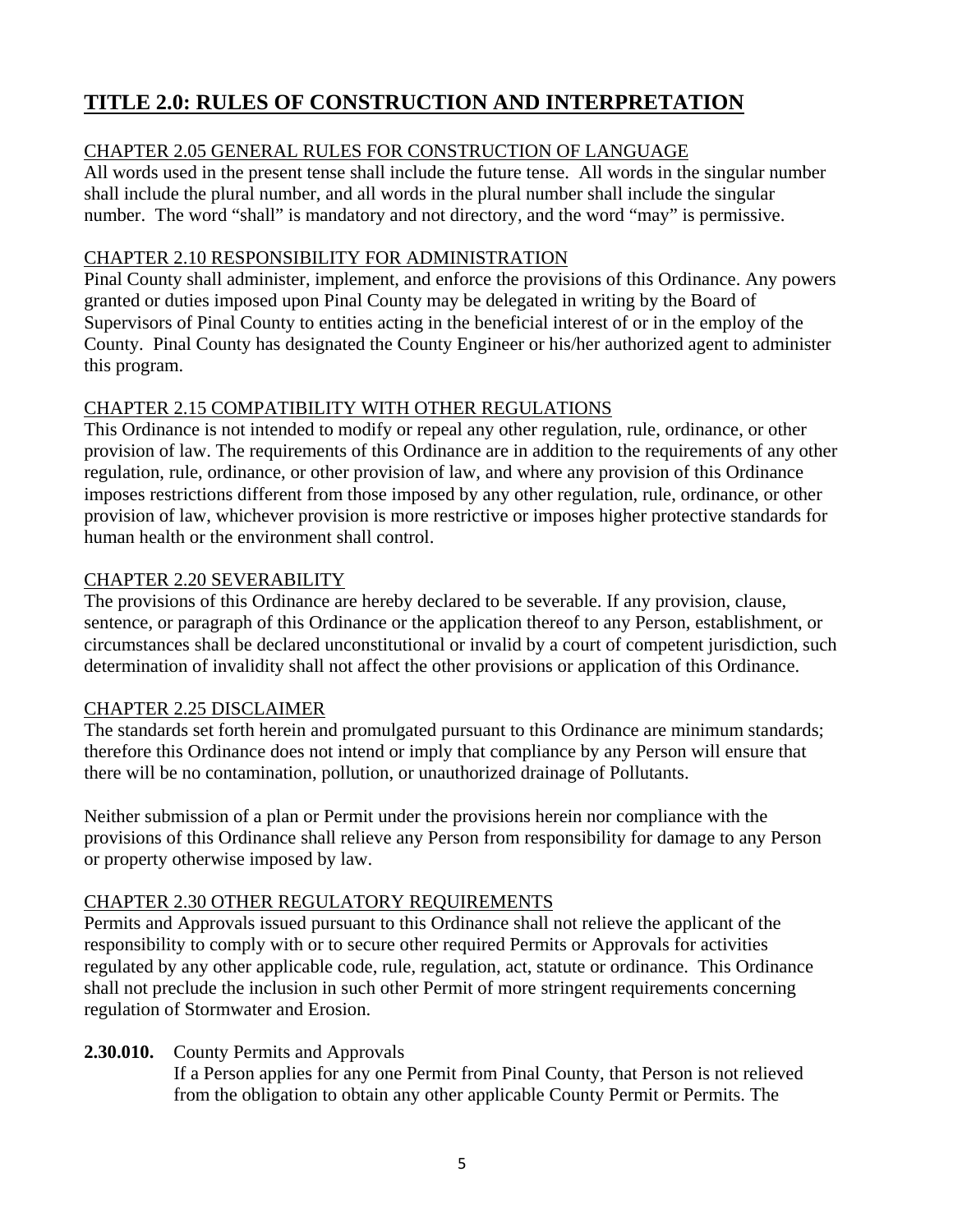# TITLE 2.0: RULES OF CONSTRUCTION AND INTERPRETATION

## CHAPTER 2.05 GENERAL RULES FOR CONSTRUCTION OF LANGUAGE

All words used in the present tense shall include the future tense. All words in the singular number shall include the plural number, and all words in the plural number shall include the singular number. The word "shall" is mandatory and not directory, and the word "may" is permissive.

## CHAPTER 2.10 RESPONSIBILITY FOR ADMINISTRATION

Pinal County shall administer, implement, and enforce the provisions of this Ordinance. Any powers granted or duties imposed upon Pinal County may be delegated in writing by the Board of Supervisors of Pinal County to entities acting in the beneficial interest of or in the employ of the County. Pinal County has designated the County Engineer or his/her authorized agent to administer this program.

## CHAPTER 2.15 COMPATIBILITY WITH OTHER REGULATIONS

This Ordinance is not intended to modify or repeal any other regulation, rule, ordinance, or other provision of law. The requirements of this Ordinance are in addition to the requirements of any other regulation, rule, ordinance, or other provision of law, and where any provision of this Ordinance imposes restrictions different from those imposed by any other regulation, rule, ordinance, or other provision of law, whichever provision is more restrictive or imposes higher protective standards for human health or the environment shall control.

## CHAPTER 2.20 SEVERABILITY

The provisions of this Ordinance are hereby declared to be severable. If any provision, clause, sentence, or paragraph of this Ordinance or the application thereof to any Person, establishment, or circumstances shall be declared unconstitutional or invalid by a court of competent jurisdiction, such determination of invalidity shall not affect the other provisions or application of this Ordinance.

## CHAPTER 2.25 DISCLAIMER

The standards set forth herein and promulgated pursuant to this Ordinance are minimum standards; therefore this Ordinance does not intend or imply that compliance by any Person will ensure that there will be no contamination, pollution, or unauthorized drainage of Pollutants.

Neither submission of a plan or Permit under the provisions herein nor compliance with the provisions of this Ordinance shall relieve any Person from responsibility for damage to any Person or property otherwise imposed by law.

## CHAPTER 2.30 OTHER REGULATORY REQUIREMENTS

Permits and Approvals issued pursuant to this Ordinance shall not relieve the applicant of the responsibility to comply with or to secure other required Permits or Approvals for activities regulated by any other applicable code, rule, regulation, act, statute or ordinance. This Ordinance shall not preclude the inclusion in such other Permit of more stringent requirements concerning regulation of Stormwater and Erosion.

**2.30.010.** County Permits and Approvals

If a Person applies for any one Permit from Pinal County, that Person is not relieved from the obligation to obtain any other applicable County Permit or Permits. The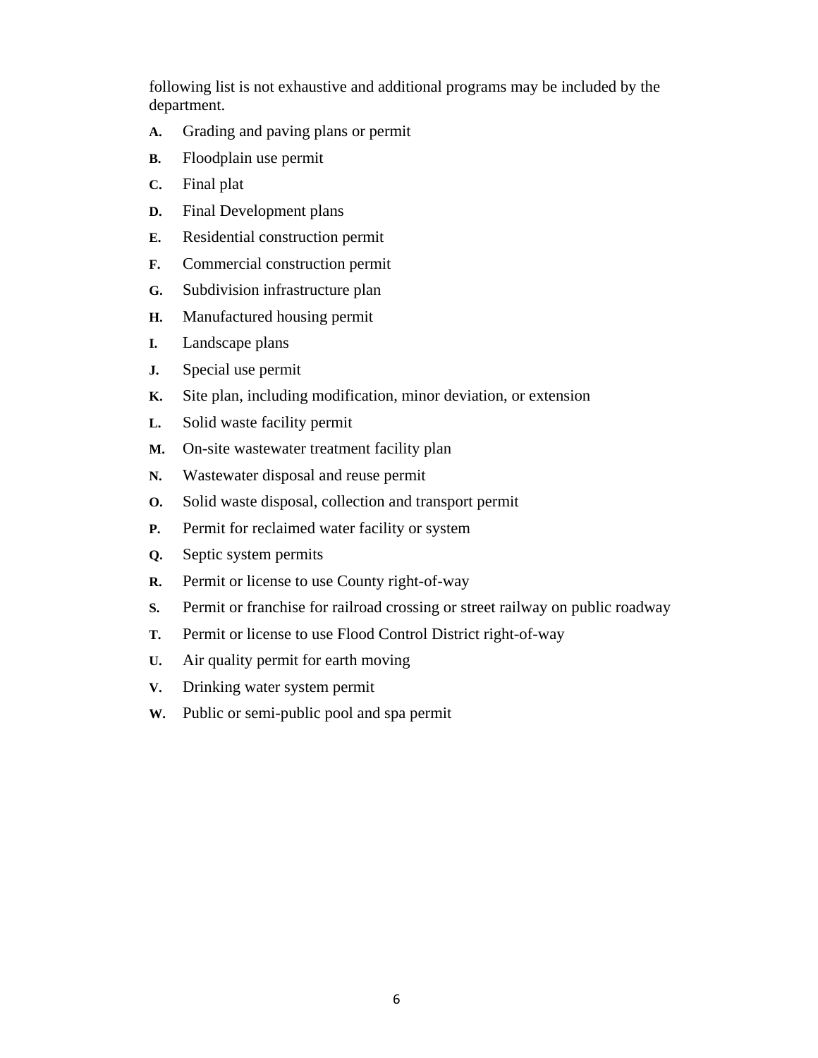following list is not exhaustive and additional programs may be included by the department.

A. Grading and paving plans or permit

B. Floodplain use permit

C. Final plat

D. Final Development plans

E. Residential construction permit

F. Commercial construction permit

G. Subdivision infrastructure plan

H. Manufactured housing permit

I. Landscape plans

J. Special use permit

K. Site plan, including modification, minor deviation, or extension

L. Solid waste facility permit

M. On-site wastewater treatment facility plan

N. Wastewater disposal and reuse permit

O. Solid waste disposal, collection and transport permit

P. Permit for reclaimed water facility or system

Q. Septic system permits

R. Permit or license to use County right-of-way

S. Permit or franchise for railroad crossing or street railway on public roadway

T. Permit or license to use Flood Control District right-of-way

U. Air quality permit for earth moving

V. Drinking water system permit

W. Public or semi-public pool and spa permit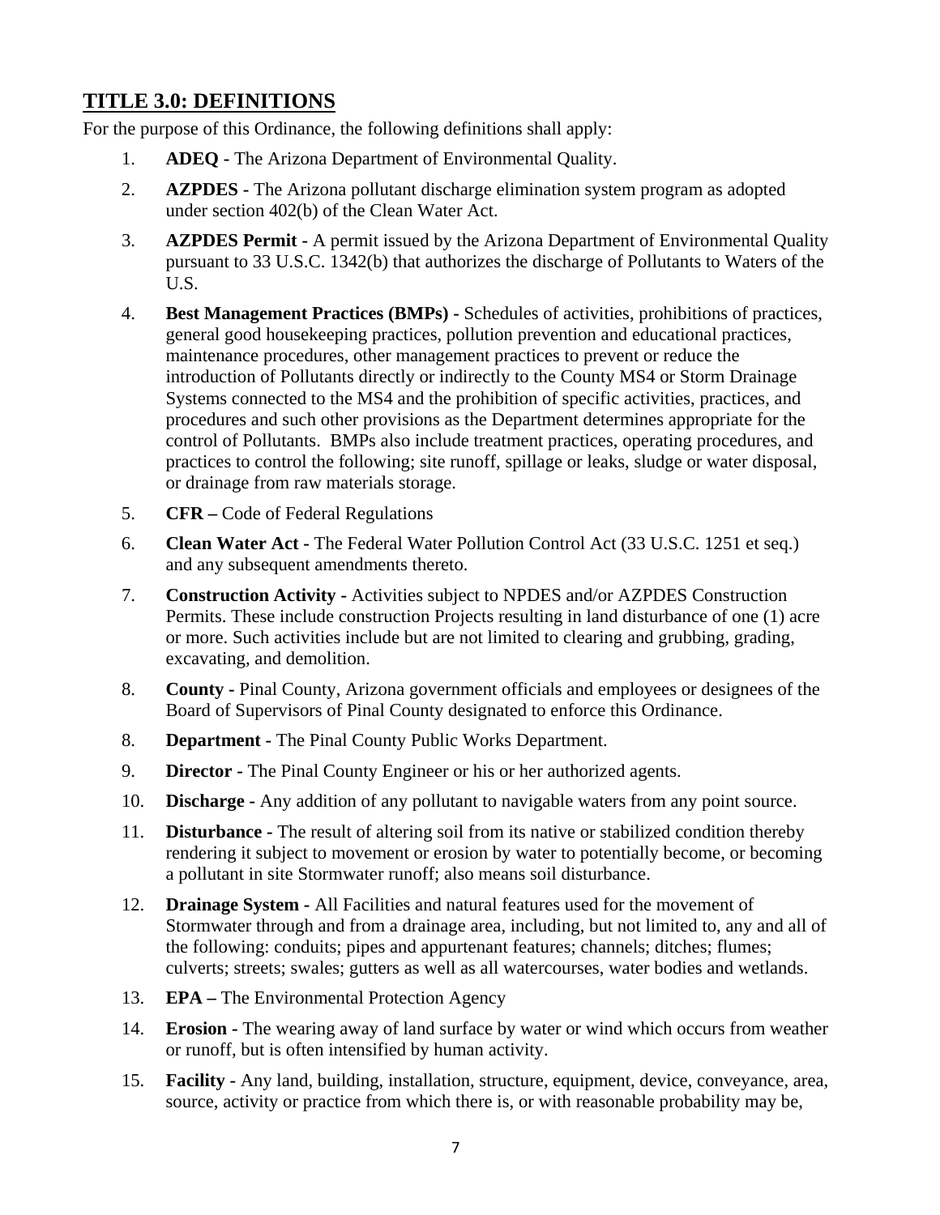## TITLE 3.0: DEFINITIONS

For the purpose of this Ordinance, the following definitions shall apply:

1. **ADEQ -** The Arizona Department of Environmental Quality.
2. **AZPDES -** The Arizona pollutant discharge elimination system program as adopted under section 402(b) of the Clean Water Act.
3. **AZPDES Permit -** A permit issued by the Arizona Department of Environmental Quality pursuant to 33 U.S.C. 1342(b) that authorizes the discharge of Pollutants to Waters of the U.S.
4. **Best Management Practices (BMPs) -** Schedules of activities, prohibitions of practices, general good housekeeping practices, pollution prevention and educational practices, maintenance procedures, other management practices to prevent or reduce the introduction of Pollutants directly or indirectly to the County MS4 or Storm Drainage Systems connected to the MS4 and the prohibition of specific activities, practices, and procedures and such other provisions as the Department determines appropriate for the control of Pollutants. BMPs also include treatment practices, operating procedures, and practices to control the following; site runoff, spillage or leaks, sludge or water disposal, or drainage from raw materials storage.
5. **CFR –** Code of Federal Regulations
6. **Clean Water Act -** The Federal Water Pollution Control Act (33 U.S.C. 1251 et seq.) and any subsequent amendments thereto.
7. **Construction Activity -** Activities subject to NPDES and/or AZPDES Construction Permits. These include construction Projects resulting in land disturbance of one (1) acre or more. Such activities include but are not limited to clearing and grubbing, grading, excavating, and demolition.
8. **County -** Pinal County, Arizona government officials and employees or designees of the Board of Supervisors of Pinal County designated to enforce this Ordinance.

8\. **Department -** The Pinal County Public Works Department.

9. **Director -** The Pinal County Engineer or his or her authorized agents.
10. **Discharge -** Any addition of any pollutant to navigable waters from any point source.
11. **Disturbance -** The result of altering soil from its native or stabilized condition thereby rendering it subject to movement or erosion by water to potentially become, or becoming a pollutant in site Stormwater runoff; also means soil disturbance.
12. **Drainage System -** All Facilities and natural features used for the movement of Stormwater through and from a drainage area, including, but not limited to, any and all of the following: conduits; pipes and appurtenant features; channels; ditches; flumes; culverts; streets; swales; gutters as well as all watercourses, water bodies and wetlands.
13. **EPA –** The Environmental Protection Agency
14. **Erosion -** The wearing away of land surface by water or wind which occurs from weather or runoff, but is often intensified by human activity.
15. **Facility -** Any land, building, installation, structure, equipment, device, conveyance, area, source, activity or practice from which there is, or with reasonable probability may be,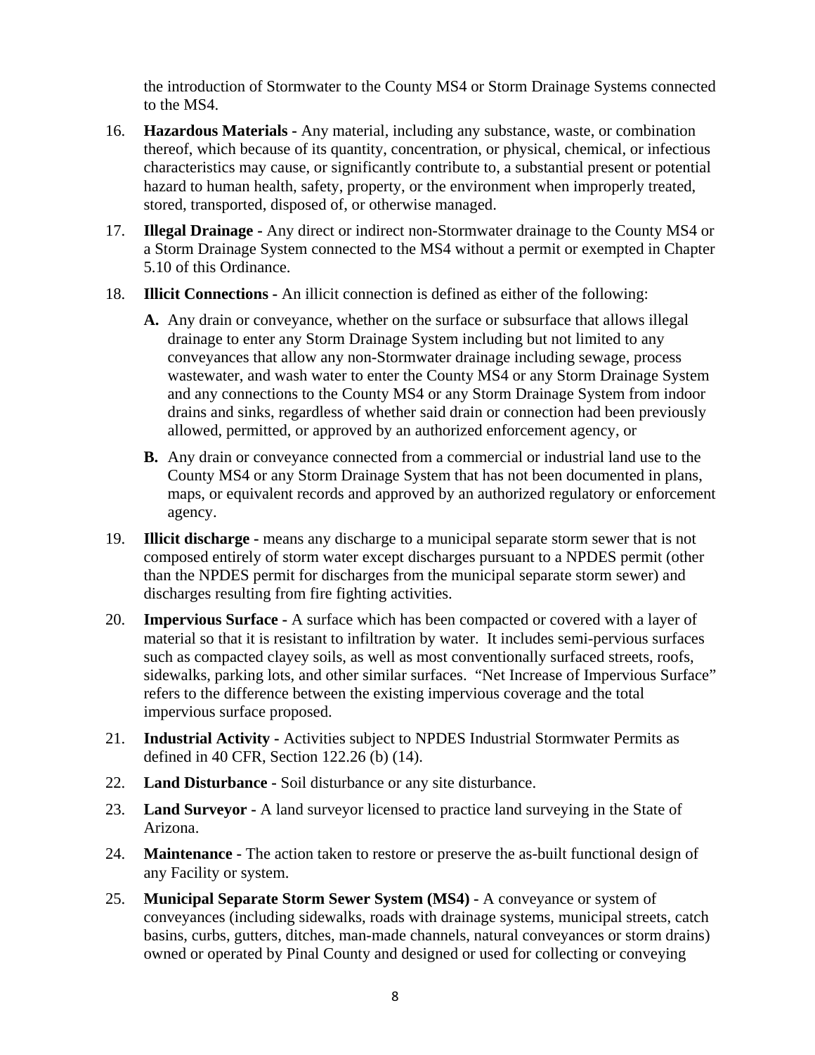the introduction of Stormwater to the County MS4 or Storm Drainage Systems connected to the MS4.

16. **Hazardous Materials -** Any material, including any substance, waste, or combination thereof, which because of its quantity, concentration, or physical, chemical, or infectious characteristics may cause, or significantly contribute to, a substantial present or potential hazard to human health, safety, property, or the environment when improperly treated, stored, transported, disposed of, or otherwise managed.

17. **Illegal Drainage -** Any direct or indirect non-Stormwater drainage to the County MS4 or a Storm Drainage System connected to the MS4 without a permit or exempted in Chapter 5.10 of this Ordinance.

18. **Illicit Connections -** An illicit connection is defined as either of the following:

    **A.** Any drain or conveyance, whether on the surface or subsurface that allows illegal drainage to enter any Storm Drainage System including but not limited to any conveyances that allow any non-Stormwater drainage including sewage, process wastewater, and wash water to enter the County MS4 or any Storm Drainage System and any connections to the County MS4 or any Storm Drainage System from indoor drains and sinks, regardless of whether said drain or connection had been previously allowed, permitted, or approved by an authorized enforcement agency, or

    **B.** Any drain or conveyance connected from a commercial or industrial land use to the County MS4 or any Storm Drainage System that has not been documented in plans, maps, or equivalent records and approved by an authorized regulatory or enforcement agency.

19. **Illicit discharge -** means any discharge to a municipal separate storm sewer that is not composed entirely of storm water except discharges pursuant to a NPDES permit (other than the NPDES permit for discharges from the municipal separate storm sewer) and discharges resulting from fire fighting activities.

20. **Impervious Surface -** A surface which has been compacted or covered with a layer of material so that it is resistant to infiltration by water. It includes semi-pervious surfaces such as compacted clayey soils, as well as most conventionally surfaced streets, roofs, sidewalks, parking lots, and other similar surfaces. "Net Increase of Impervious Surface" refers to the difference between the existing impervious coverage and the total impervious surface proposed.

21. **Industrial Activity -** Activities subject to NPDES Industrial Stormwater Permits as defined in 40 CFR, Section 122.26 (b) (14).

22. **Land Disturbance -** Soil disturbance or any site disturbance.

23. **Land Surveyor -** A land surveyor licensed to practice land surveying in the State of Arizona.

24. **Maintenance -** The action taken to restore or preserve the as-built functional design of any Facility or system.

25. **Municipal Separate Storm Sewer System (MS4) -** A conveyance or system of conveyances (including sidewalks, roads with drainage systems, municipal streets, catch basins, curbs, gutters, ditches, man-made channels, natural conveyances or storm drains) owned or operated by Pinal County and designed or used for collecting or conveying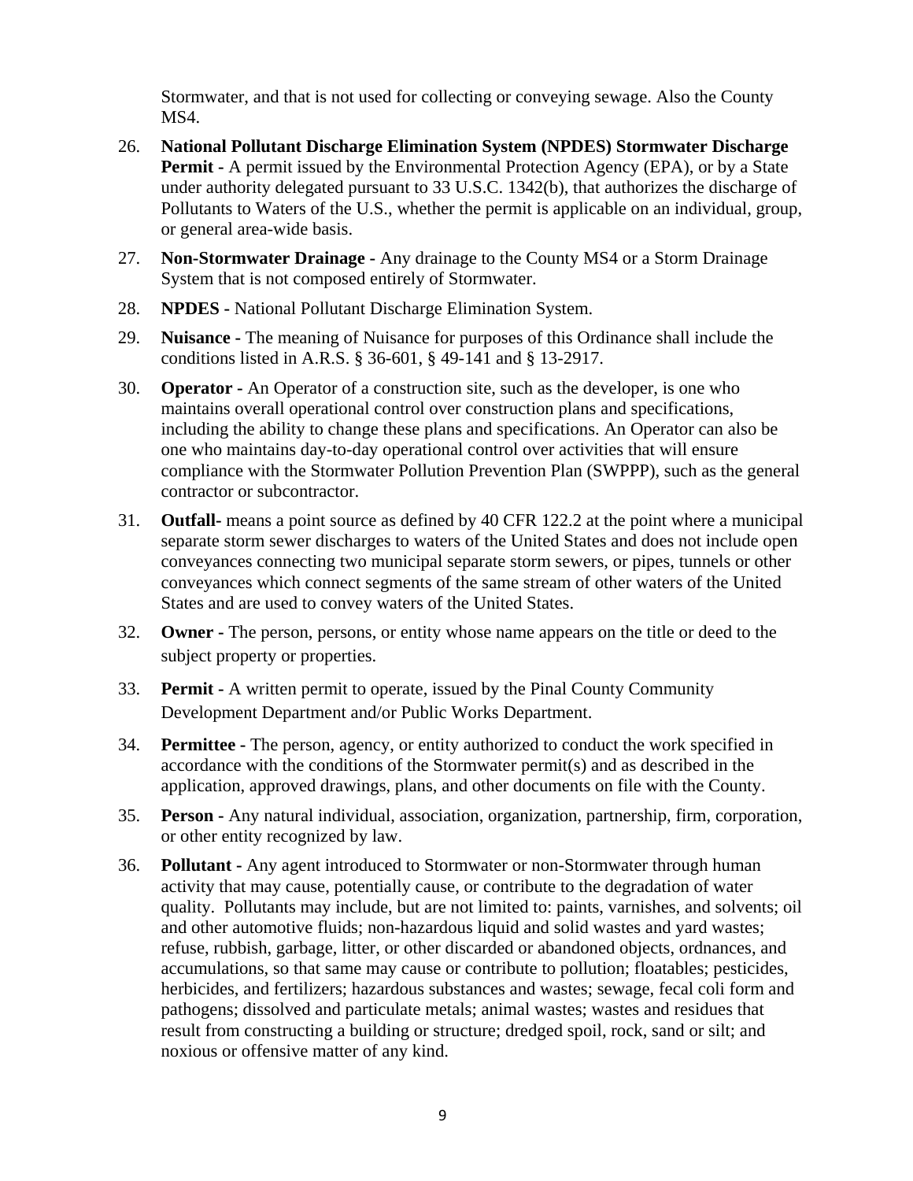Stormwater, and that is not used for collecting or conveying sewage. Also the County MS4.

26. **National Pollutant Discharge Elimination System (NPDES) Stormwater Discharge Permit -** A permit issued by the Environmental Protection Agency (EPA), or by a State under authority delegated pursuant to 33 U.S.C. 1342(b), that authorizes the discharge of Pollutants to Waters of the U.S., whether the permit is applicable on an individual, group, or general area-wide basis.

27. **Non-Stormwater Drainage -** Any drainage to the County MS4 or a Storm Drainage System that is not composed entirely of Stormwater.

28. **NPDES -** National Pollutant Discharge Elimination System.

29. **Nuisance -** The meaning of Nuisance for purposes of this Ordinance shall include the conditions listed in A.R.S. § 36-601, § 49-141 and § 13-2917.

30. **Operator -** An Operator of a construction site, such as the developer, is one who maintains overall operational control over construction plans and specifications, including the ability to change these plans and specifications. An Operator can also be one who maintains day-to-day operational control over activities that will ensure compliance with the Stormwater Pollution Prevention Plan (SWPPP), such as the general contractor or subcontractor.

31. **Outfall-** means a point source as defined by 40 CFR 122.2 at the point where a municipal separate storm sewer discharges to waters of the United States and does not include open conveyances connecting two municipal separate storm sewers, or pipes, tunnels or other conveyances which connect segments of the same stream of other waters of the United States and are used to convey waters of the United States.

32. **Owner -** The person, persons, or entity whose name appears on the title or deed to the subject property or properties.

33. **Permit -** A written permit to operate, issued by the Pinal County Community Development Department and/or Public Works Department.

34. **Permittee -** The person, agency, or entity authorized to conduct the work specified in accordance with the conditions of the Stormwater permit(s) and as described in the application, approved drawings, plans, and other documents on file with the County.

35. **Person -** Any natural individual, association, organization, partnership, firm, corporation, or other entity recognized by law.

36. **Pollutant -** Any agent introduced to Stormwater or non-Stormwater through human activity that may cause, potentially cause, or contribute to the degradation of water quality. Pollutants may include, but are not limited to: paints, varnishes, and solvents; oil and other automotive fluids; non-hazardous liquid and solid wastes and yard wastes; refuse, rubbish, garbage, litter, or other discarded or abandoned objects, ordnances, and accumulations, so that same may cause or contribute to pollution; floatables; pesticides, herbicides, and fertilizers; hazardous substances and wastes; sewage, fecal coli form and pathogens; dissolved and particulate metals; animal wastes; wastes and residues that result from constructing a building or structure; dredged spoil, rock, sand or silt; and noxious or offensive matter of any kind.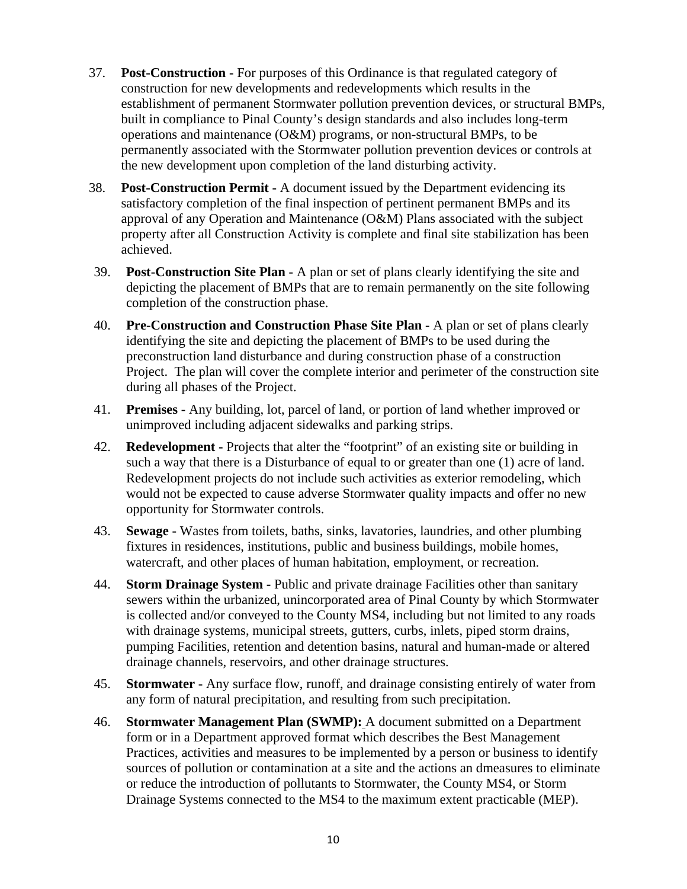37. **Post-Construction -** For purposes of this Ordinance is that regulated category of construction for new developments and redevelopments which results in the establishment of permanent Stormwater pollution prevention devices, or structural BMPs, built in compliance to Pinal County's design standards and also includes long-term operations and maintenance (O&M) programs, or non-structural BMPs, to be permanently associated with the Stormwater pollution prevention devices or controls at the new development upon completion of the land disturbing activity.

38. **Post-Construction Permit -** A document issued by the Department evidencing its satisfactory completion of the final inspection of pertinent permanent BMPs and its approval of any Operation and Maintenance (O&M) Plans associated with the subject property after all Construction Activity is complete and final site stabilization has been achieved.

39. **Post-Construction Site Plan -** A plan or set of plans clearly identifying the site and depicting the placement of BMPs that are to remain permanently on the site following completion of the construction phase.

40. **Pre-Construction and Construction Phase Site Plan -** A plan or set of plans clearly identifying the site and depicting the placement of BMPs to be used during the preconstruction land disturbance and during construction phase of a construction Project. The plan will cover the complete interior and perimeter of the construction site during all phases of the Project.

41. **Premises -** Any building, lot, parcel of land, or portion of land whether improved or unimproved including adjacent sidewalks and parking strips.

42. **Redevelopment -** Projects that alter the "footprint" of an existing site or building in such a way that there is a Disturbance of equal to or greater than one (1) acre of land. Redevelopment projects do not include such activities as exterior remodeling, which would not be expected to cause adverse Stormwater quality impacts and offer no new opportunity for Stormwater controls.

43. **Sewage -** Wastes from toilets, baths, sinks, lavatories, laundries, and other plumbing fixtures in residences, institutions, public and business buildings, mobile homes, watercraft, and other places of human habitation, employment, or recreation.

44. **Storm Drainage System -** Public and private drainage Facilities other than sanitary sewers within the urbanized, unincorporated area of Pinal County by which Stormwater is collected and/or conveyed to the County MS4, including but not limited to any roads with drainage systems, municipal streets, gutters, curbs, inlets, piped storm drains, pumping Facilities, retention and detention basins, natural and human-made or altered drainage channels, reservoirs, and other drainage structures.

45. **Stormwater -** Any surface flow, runoff, and drainage consisting entirely of water from any form of natural precipitation, and resulting from such precipitation.

46. **Stormwater Management Plan (SWMP):** A document submitted on a Department form or in a Department approved format which describes the Best Management Practices, activities and measures to be implemented by a person or business to identify sources of pollution or contamination at a site and the actions an dmeasures to eliminate or reduce the introduction of pollutants to Stormwater, the County MS4, or Storm Drainage Systems connected to the MS4 to the maximum extent practicable (MEP).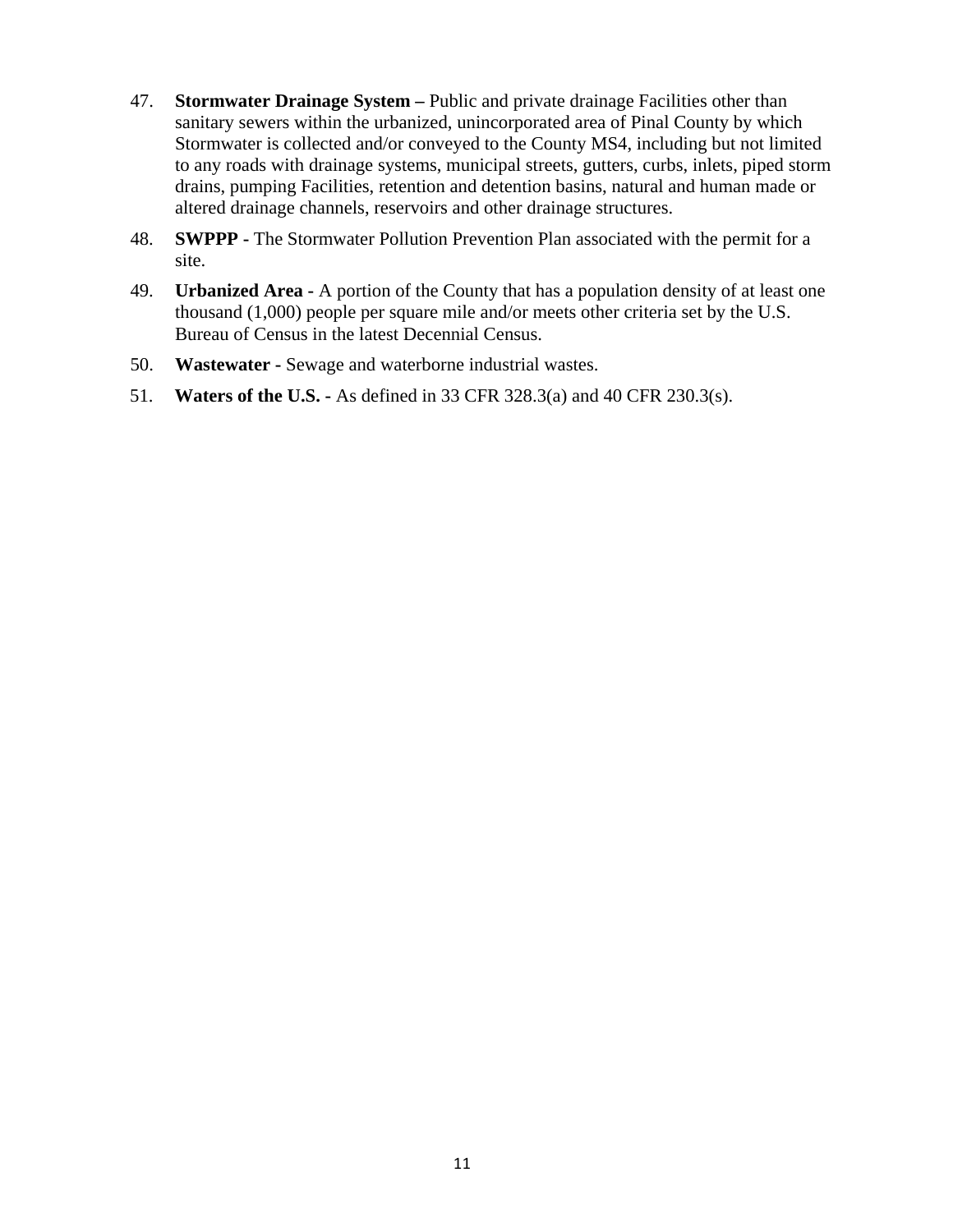47. **Stormwater Drainage System –** Public and private drainage Facilities other than sanitary sewers within the urbanized, unincorporated area of Pinal County by which Stormwater is collected and/or conveyed to the County MS4, including but not limited to any roads with drainage systems, municipal streets, gutters, curbs, inlets, piped storm drains, pumping Facilities, retention and detention basins, natural and human made or altered drainage channels, reservoirs and other drainage structures.

48. **SWPPP -** The Stormwater Pollution Prevention Plan associated with the permit for a site.

49. **Urbanized Area -** A portion of the County that has a population density of at least one thousand (1,000) people per square mile and/or meets other criteria set by the U.S. Bureau of Census in the latest Decennial Census.

50. **Wastewater -** Sewage and waterborne industrial wastes.

51. **Waters of the U.S. -** As defined in 33 CFR 328.3(a) and 40 CFR 230.3(s).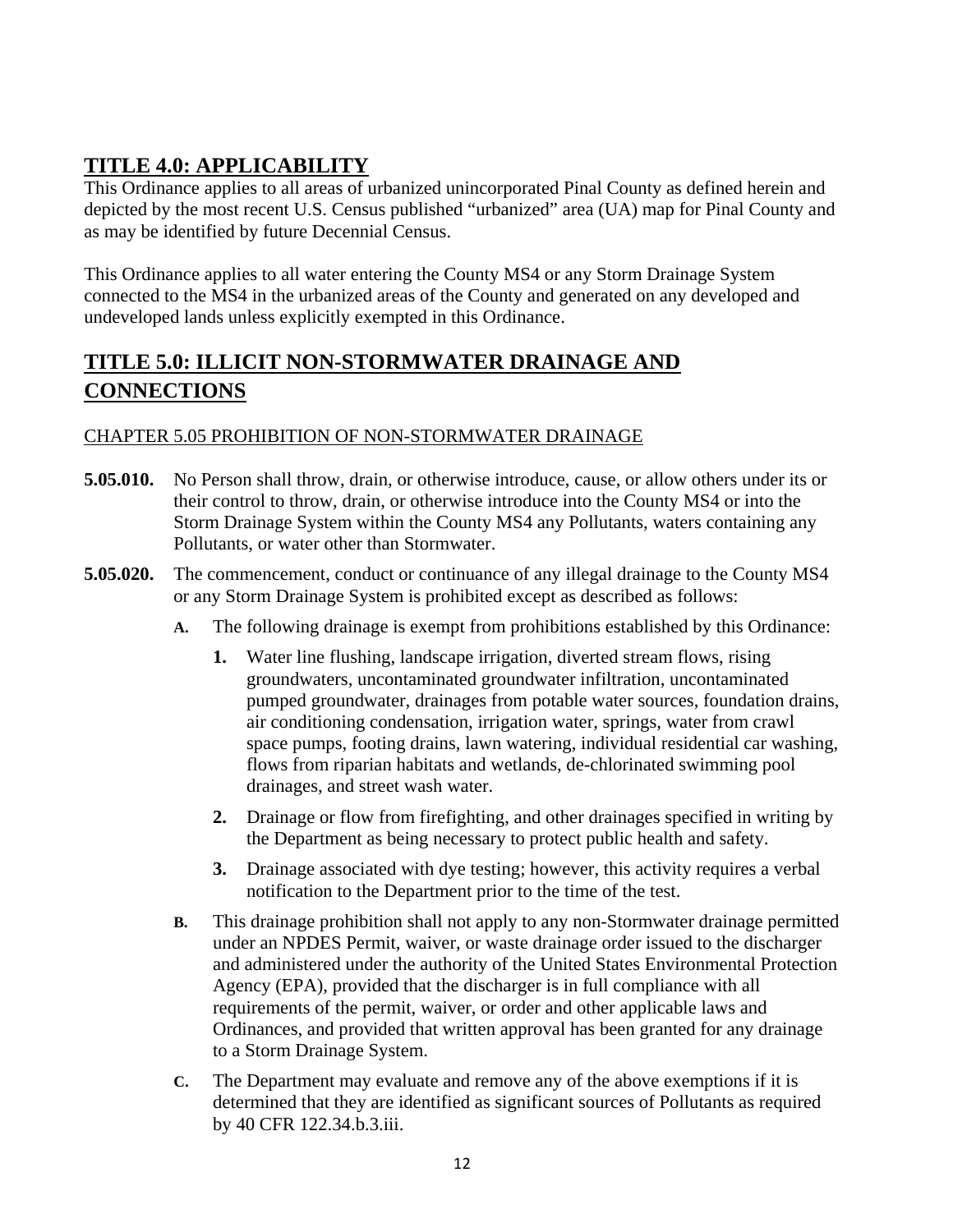## TITLE 4.0: APPLICABILITY

This Ordinance applies to all areas of urbanized unincorporated Pinal County as defined herein and depicted by the most recent U.S. Census published "urbanized" area (UA) map for Pinal County and as may be identified by future Decennial Census.

This Ordinance applies to all water entering the County MS4 or any Storm Drainage System connected to the MS4 in the urbanized areas of the County and generated on any developed and undeveloped lands unless explicitly exempted in this Ordinance.

## TITLE 5.0: ILLICIT NON-STORMWATER DRAINAGE AND CONNECTIONS

### CHAPTER 5.05 PROHIBITION OF NON-STORMWATER DRAINAGE

**5.05.010.** No Person shall throw, drain, or otherwise introduce, cause, or allow others under its or their control to throw, drain, or otherwise introduce into the County MS4 or into the Storm Drainage System within the County MS4 any Pollutants, waters containing any Pollutants, or water other than Stormwater.

**5.05.020.** The commencement, conduct or continuance of any illegal drainage to the County MS4 or any Storm Drainage System is prohibited except as described as follows:

**A.** The following drainage is exempt from prohibitions established by this Ordinance:

**1.** Water line flushing, landscape irrigation, diverted stream flows, rising groundwaters, uncontaminated groundwater infiltration, uncontaminated pumped groundwater, drainages from potable water sources, foundation drains, air conditioning condensation, irrigation water, springs, water from crawl space pumps, footing drains, lawn watering, individual residential car washing, flows from riparian habitats and wetlands, de-chlorinated swimming pool drainages, and street wash water.

**2.** Drainage or flow from firefighting, and other drainages specified in writing by the Department as being necessary to protect public health and safety.

**3.** Drainage associated with dye testing; however, this activity requires a verbal notification to the Department prior to the time of the test.

**B.** This drainage prohibition shall not apply to any non-Stormwater drainage permitted under an NPDES Permit, waiver, or waste drainage order issued to the discharger and administered under the authority of the United States Environmental Protection Agency (EPA), provided that the discharger is in full compliance with all requirements of the permit, waiver, or order and other applicable laws and Ordinances, and provided that written approval has been granted for any drainage to a Storm Drainage System.

**C.** The Department may evaluate and remove any of the above exemptions if it is determined that they are identified as significant sources of Pollutants as required by 40 CFR 122.34.b.3.iii.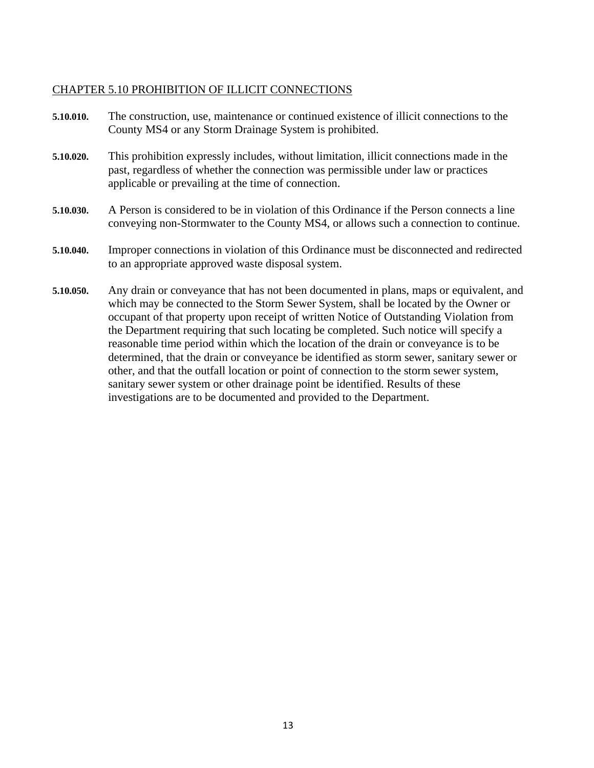## CHAPTER 5.10 PROHIBITION OF ILLICIT CONNECTIONS

**5.10.010.** The construction, use, maintenance or continued existence of illicit connections to the County MS4 or any Storm Drainage System is prohibited.

**5.10.020.** This prohibition expressly includes, without limitation, illicit connections made in the past, regardless of whether the connection was permissible under law or practices applicable or prevailing at the time of connection.

**5.10.030.** A Person is considered to be in violation of this Ordinance if the Person connects a line conveying non-Stormwater to the County MS4, or allows such a connection to continue.

**5.10.040.** Improper connections in violation of this Ordinance must be disconnected and redirected to an appropriate approved waste disposal system.

**5.10.050.** Any drain or conveyance that has not been documented in plans, maps or equivalent, and which may be connected to the Storm Sewer System, shall be located by the Owner or occupant of that property upon receipt of written Notice of Outstanding Violation from the Department requiring that such locating be completed. Such notice will specify a reasonable time period within which the location of the drain or conveyance is to be determined, that the drain or conveyance be identified as storm sewer, sanitary sewer or other, and that the outfall location or point of connection to the storm sewer system, sanitary sewer system or other drainage point be identified. Results of these investigations are to be documented and provided to the Department.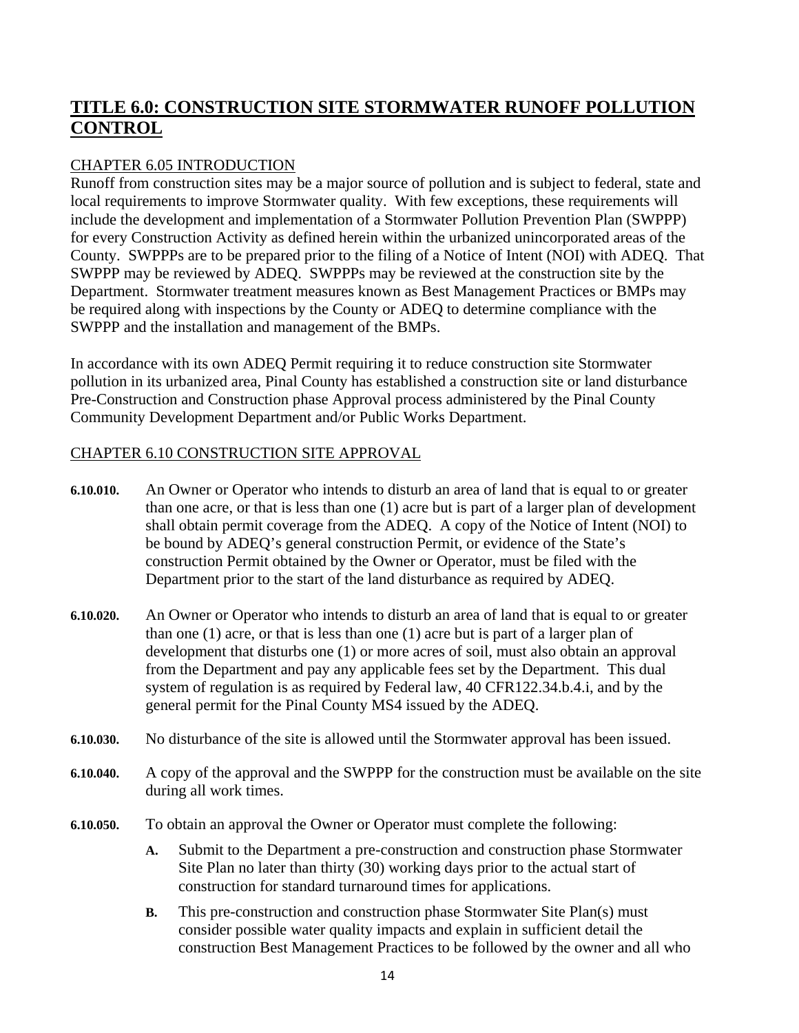# TITLE 6.0: CONSTRUCTION SITE STORMWATER RUNOFF POLLUTION CONTROL

## CHAPTER 6.05 INTRODUCTION

Runoff from construction sites may be a major source of pollution and is subject to federal, state and local requirements to improve Stormwater quality. With few exceptions, these requirements will include the development and implementation of a Stormwater Pollution Prevention Plan (SWPPP) for every Construction Activity as defined herein within the urbanized unincorporated areas of the County. SWPPPs are to be prepared prior to the filing of a Notice of Intent (NOI) with ADEQ. That SWPPP may be reviewed by ADEQ. SWPPPs may be reviewed at the construction site by the Department. Stormwater treatment measures known as Best Management Practices or BMPs may be required along with inspections by the County or ADEQ to determine compliance with the SWPPP and the installation and management of the BMPs.

In accordance with its own ADEQ Permit requiring it to reduce construction site Stormwater pollution in its urbanized area, Pinal County has established a construction site or land disturbance Pre-Construction and Construction phase Approval process administered by the Pinal County Community Development Department and/or Public Works Department.

## CHAPTER 6.10 CONSTRUCTION SITE APPROVAL

**6.10.010.** An Owner or Operator who intends to disturb an area of land that is equal to or greater than one acre, or that is less than one (1) acre but is part of a larger plan of development shall obtain permit coverage from the ADEQ. A copy of the Notice of Intent (NOI) to be bound by ADEQ's general construction Permit, or evidence of the State's construction Permit obtained by the Owner or Operator, must be filed with the Department prior to the start of the land disturbance as required by ADEQ.

**6.10.020.** An Owner or Operator who intends to disturb an area of land that is equal to or greater than one (1) acre, or that is less than one (1) acre but is part of a larger plan of development that disturbs one (1) or more acres of soil, must also obtain an approval from the Department and pay any applicable fees set by the Department. This dual system of regulation is as required by Federal law, 40 CFR122.34.b.4.i, and by the general permit for the Pinal County MS4 issued by the ADEQ.

**6.10.030.** No disturbance of the site is allowed until the Stormwater approval has been issued.

**6.10.040.** A copy of the approval and the SWPPP for the construction must be available on the site during all work times.

**6.10.050.** To obtain an approval the Owner or Operator must complete the following:

- **A.** Submit to the Department a pre-construction and construction phase Stormwater Site Plan no later than thirty (30) working days prior to the actual start of construction for standard turnaround times for applications.
- **B.** This pre-construction and construction phase Stormwater Site Plan(s) must consider possible water quality impacts and explain in sufficient detail the construction Best Management Practices to be followed by the owner and all who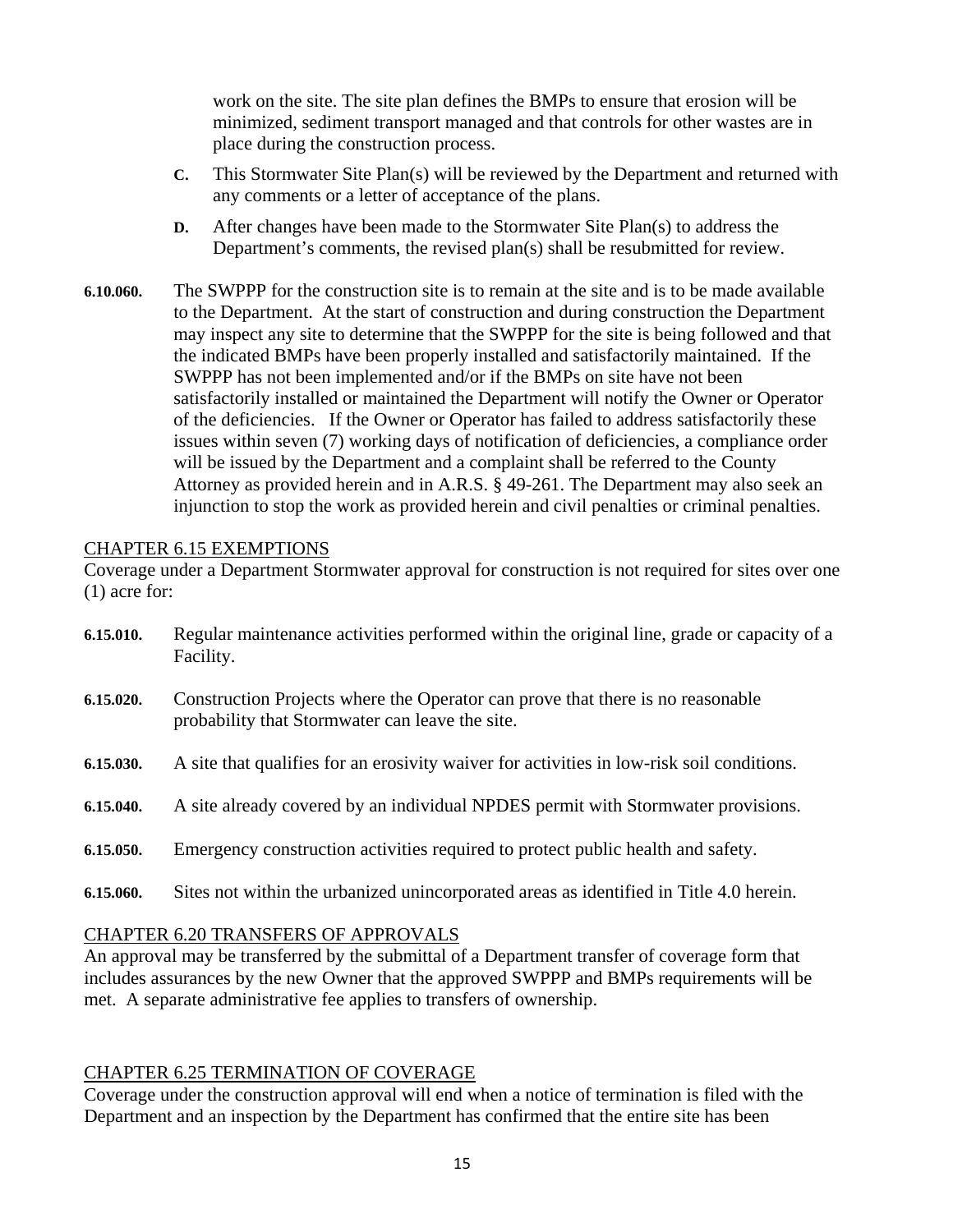work on the site. The site plan defines the BMPs to ensure that erosion will be minimized, sediment transport managed and that controls for other wastes are in place during the construction process.

**C.** This Stormwater Site Plan(s) will be reviewed by the Department and returned with any comments or a letter of acceptance of the plans.

**D.** After changes have been made to the Stormwater Site Plan(s) to address the Department's comments, the revised plan(s) shall be resubmitted for review.

**6.10.060.** The SWPPP for the construction site is to remain at the site and is to be made available to the Department. At the start of construction and during construction the Department may inspect any site to determine that the SWPPP for the site is being followed and that the indicated BMPs have been properly installed and satisfactorily maintained. If the SWPPP has not been implemented and/or if the BMPs on site have not been satisfactorily installed or maintained the Department will notify the Owner or Operator of the deficiencies. If the Owner or Operator has failed to address satisfactorily these issues within seven (7) working days of notification of deficiencies, a compliance order will be issued by the Department and a complaint shall be referred to the County Attorney as provided herein and in A.R.S. § 49-261. The Department may also seek an injunction to stop the work as provided herein and civil penalties or criminal penalties.

## CHAPTER 6.15 EXEMPTIONS

Coverage under a Department Stormwater approval for construction is not required for sites over one (1) acre for:

**6.15.010.** Regular maintenance activities performed within the original line, grade or capacity of a Facility.

**6.15.020.** Construction Projects where the Operator can prove that there is no reasonable probability that Stormwater can leave the site.

**6.15.030.** A site that qualifies for an erosivity waiver for activities in low-risk soil conditions.

**6.15.040.** A site already covered by an individual NPDES permit with Stormwater provisions.

**6.15.050.** Emergency construction activities required to protect public health and safety.

**6.15.060.** Sites not within the urbanized unincorporated areas as identified in Title 4.0 herein.

## CHAPTER 6.20 TRANSFERS OF APPROVALS

An approval may be transferred by the submittal of a Department transfer of coverage form that includes assurances by the new Owner that the approved SWPPP and BMPs requirements will be met. A separate administrative fee applies to transfers of ownership.

## CHAPTER 6.25 TERMINATION OF COVERAGE

Coverage under the construction approval will end when a notice of termination is filed with the Department and an inspection by the Department has confirmed that the entire site has been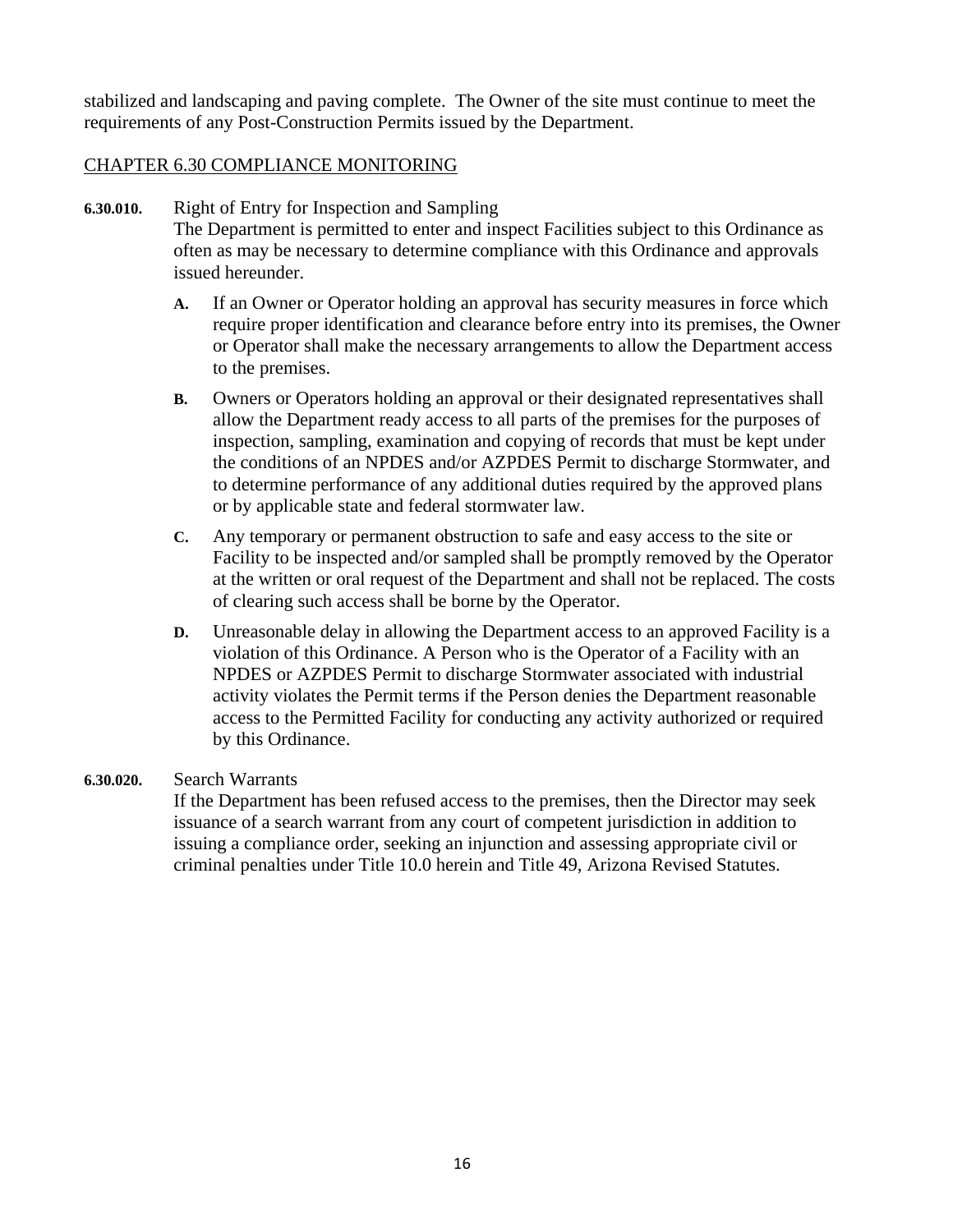stabilized and landscaping and paving complete. The Owner of the site must continue to meet the requirements of any Post-Construction Permits issued by the Department.

## CHAPTER 6.30 COMPLIANCE MONITORING

**6.30.010.** Right of Entry for Inspection and Sampling

The Department is permitted to enter and inspect Facilities subject to this Ordinance as often as may be necessary to determine compliance with this Ordinance and approvals issued hereunder.

**A.** If an Owner or Operator holding an approval has security measures in force which require proper identification and clearance before entry into its premises, the Owner or Operator shall make the necessary arrangements to allow the Department access to the premises.

**B.** Owners or Operators holding an approval or their designated representatives shall allow the Department ready access to all parts of the premises for the purposes of inspection, sampling, examination and copying of records that must be kept under the conditions of an NPDES and/or AZPDES Permit to discharge Stormwater, and to determine performance of any additional duties required by the approved plans or by applicable state and federal stormwater law.

**C.** Any temporary or permanent obstruction to safe and easy access to the site or Facility to be inspected and/or sampled shall be promptly removed by the Operator at the written or oral request of the Department and shall not be replaced. The costs of clearing such access shall be borne by the Operator.

**D.** Unreasonable delay in allowing the Department access to an approved Facility is a violation of this Ordinance. A Person who is the Operator of a Facility with an NPDES or AZPDES Permit to discharge Stormwater associated with industrial activity violates the Permit terms if the Person denies the Department reasonable access to the Permitted Facility for conducting any activity authorized or required by this Ordinance.

**6.30.020.** Search Warrants

If the Department has been refused access to the premises, then the Director may seek issuance of a search warrant from any court of competent jurisdiction in addition to issuing a compliance order, seeking an injunction and assessing appropriate civil or criminal penalties under Title 10.0 herein and Title 49, Arizona Revised Statutes.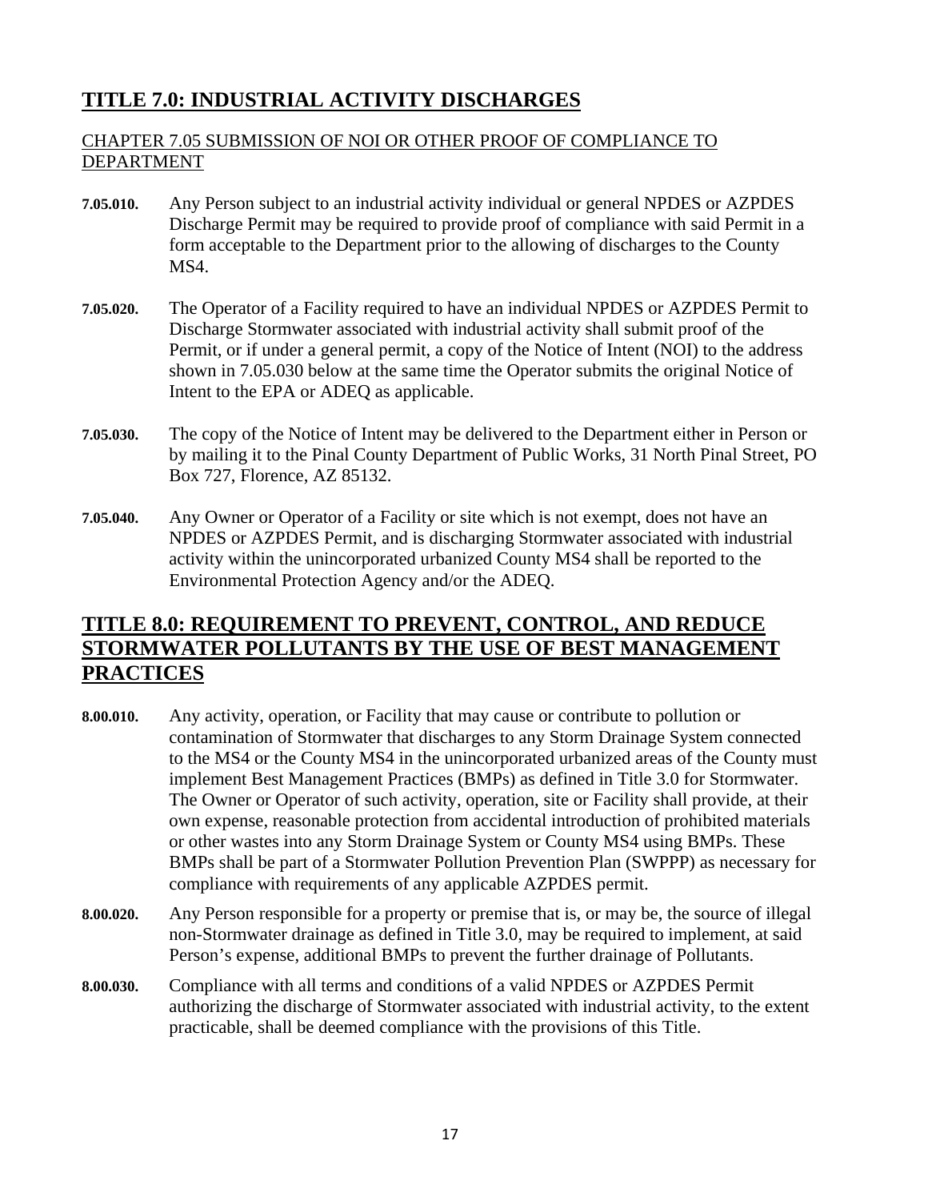## TITLE 7.0: INDUSTRIAL ACTIVITY DISCHARGES

### CHAPTER 7.05 SUBMISSION OF NOI OR OTHER PROOF OF COMPLIANCE TO DEPARTMENT

**7.05.010.** Any Person subject to an industrial activity individual or general NPDES or AZPDES Discharge Permit may be required to provide proof of compliance with said Permit in a form acceptable to the Department prior to the allowing of discharges to the County MS4.

**7.05.020.** The Operator of a Facility required to have an individual NPDES or AZPDES Permit to Discharge Stormwater associated with industrial activity shall submit proof of the Permit, or if under a general permit, a copy of the Notice of Intent (NOI) to the address shown in 7.05.030 below at the same time the Operator submits the original Notice of Intent to the EPA or ADEQ as applicable.

**7.05.030.** The copy of the Notice of Intent may be delivered to the Department either in Person or by mailing it to the Pinal County Department of Public Works, 31 North Pinal Street, PO Box 727, Florence, AZ 85132.

**7.05.040.** Any Owner or Operator of a Facility or site which is not exempt, does not have an NPDES or AZPDES Permit, and is discharging Stormwater associated with industrial activity within the unincorporated urbanized County MS4 shall be reported to the Environmental Protection Agency and/or the ADEQ.

## TITLE 8.0: REQUIREMENT TO PREVENT, CONTROL, AND REDUCE STORMWATER POLLUTANTS BY THE USE OF BEST MANAGEMENT PRACTICES

**8.00.010.** Any activity, operation, or Facility that may cause or contribute to pollution or contamination of Stormwater that discharges to any Storm Drainage System connected to the MS4 or the County MS4 in the unincorporated urbanized areas of the County must implement Best Management Practices (BMPs) as defined in Title 3.0 for Stormwater. The Owner or Operator of such activity, operation, site or Facility shall provide, at their own expense, reasonable protection from accidental introduction of prohibited materials or other wastes into any Storm Drainage System or County MS4 using BMPs. These BMPs shall be part of a Stormwater Pollution Prevention Plan (SWPPP) as necessary for compliance with requirements of any applicable AZPDES permit.

**8.00.020.** Any Person responsible for a property or premise that is, or may be, the source of illegal non-Stormwater drainage as defined in Title 3.0, may be required to implement, at said Person's expense, additional BMPs to prevent the further drainage of Pollutants.

**8.00.030.** Compliance with all terms and conditions of a valid NPDES or AZPDES Permit authorizing the discharge of Stormwater associated with industrial activity, to the extent practicable, shall be deemed compliance with the provisions of this Title.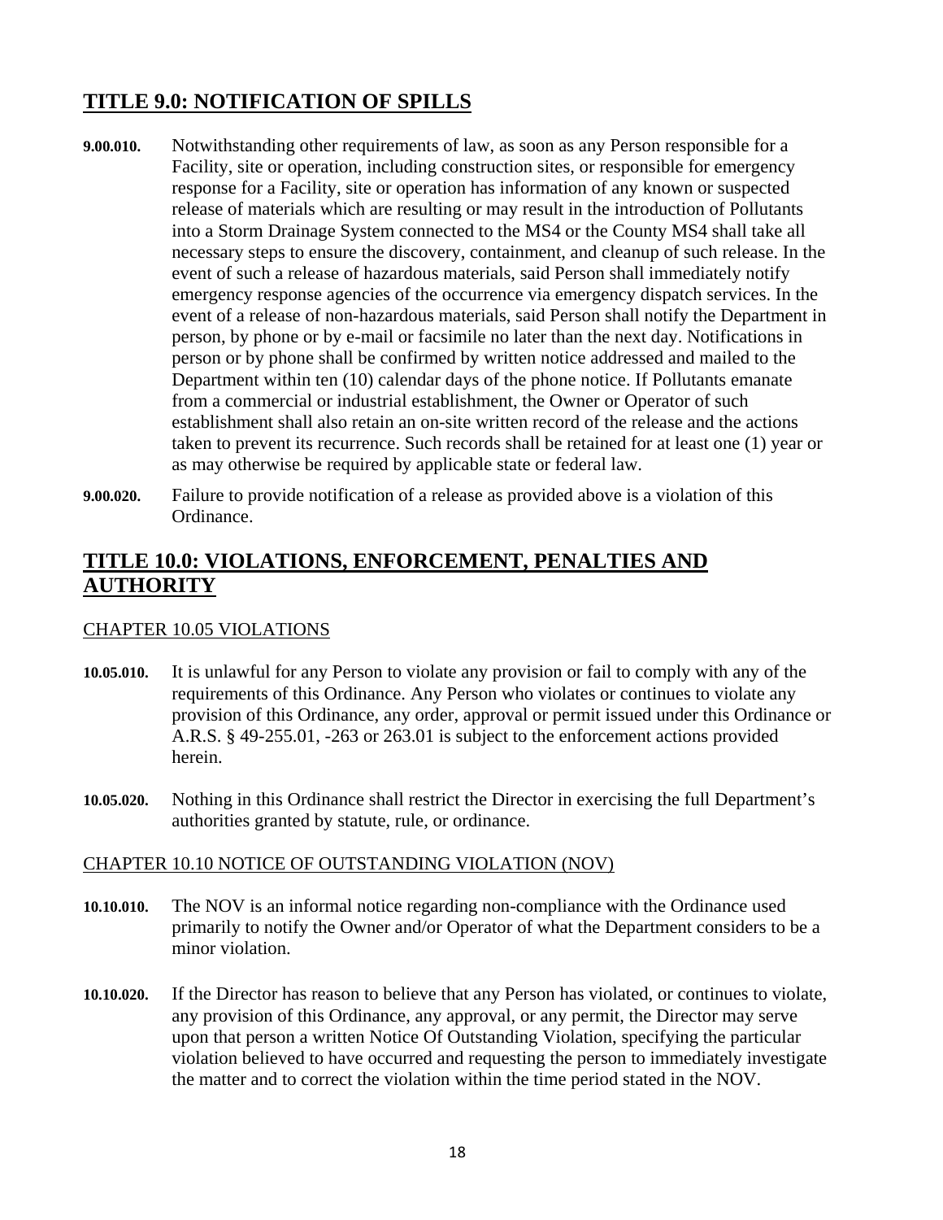## TITLE 9.0: NOTIFICATION OF SPILLS

**9.00.010.** Notwithstanding other requirements of law, as soon as any Person responsible for a Facility, site or operation, including construction sites, or responsible for emergency response for a Facility, site or operation has information of any known or suspected release of materials which are resulting or may result in the introduction of Pollutants into a Storm Drainage System connected to the MS4 or the County MS4 shall take all necessary steps to ensure the discovery, containment, and cleanup of such release. In the event of such a release of hazardous materials, said Person shall immediately notify emergency response agencies of the occurrence via emergency dispatch services. In the event of a release of non-hazardous materials, said Person shall notify the Department in person, by phone or by e-mail or facsimile no later than the next day. Notifications in person or by phone shall be confirmed by written notice addressed and mailed to the Department within ten (10) calendar days of the phone notice. If Pollutants emanate from a commercial or industrial establishment, the Owner or Operator of such establishment shall also retain an on-site written record of the release and the actions taken to prevent its recurrence. Such records shall be retained for at least one (1) year or as may otherwise be required by applicable state or federal law.

**9.00.020.** Failure to provide notification of a release as provided above is a violation of this Ordinance.

## TITLE 10.0: VIOLATIONS, ENFORCEMENT, PENALTIES AND AUTHORITY

### CHAPTER 10.05 VIOLATIONS

**10.05.010.** It is unlawful for any Person to violate any provision or fail to comply with any of the requirements of this Ordinance. Any Person who violates or continues to violate any provision of this Ordinance, any order, approval or permit issued under this Ordinance or A.R.S. § 49-255.01, -263 or 263.01 is subject to the enforcement actions provided herein.

**10.05.020.** Nothing in this Ordinance shall restrict the Director in exercising the full Department's authorities granted by statute, rule, or ordinance.

### CHAPTER 10.10 NOTICE OF OUTSTANDING VIOLATION (NOV)

**10.10.010.** The NOV is an informal notice regarding non-compliance with the Ordinance used primarily to notify the Owner and/or Operator of what the Department considers to be a minor violation.

**10.10.020.** If the Director has reason to believe that any Person has violated, or continues to violate, any provision of this Ordinance, any approval, or any permit, the Director may serve upon that person a written Notice Of Outstanding Violation, specifying the particular violation believed to have occurred and requesting the person to immediately investigate the matter and to correct the violation within the time period stated in the NOV.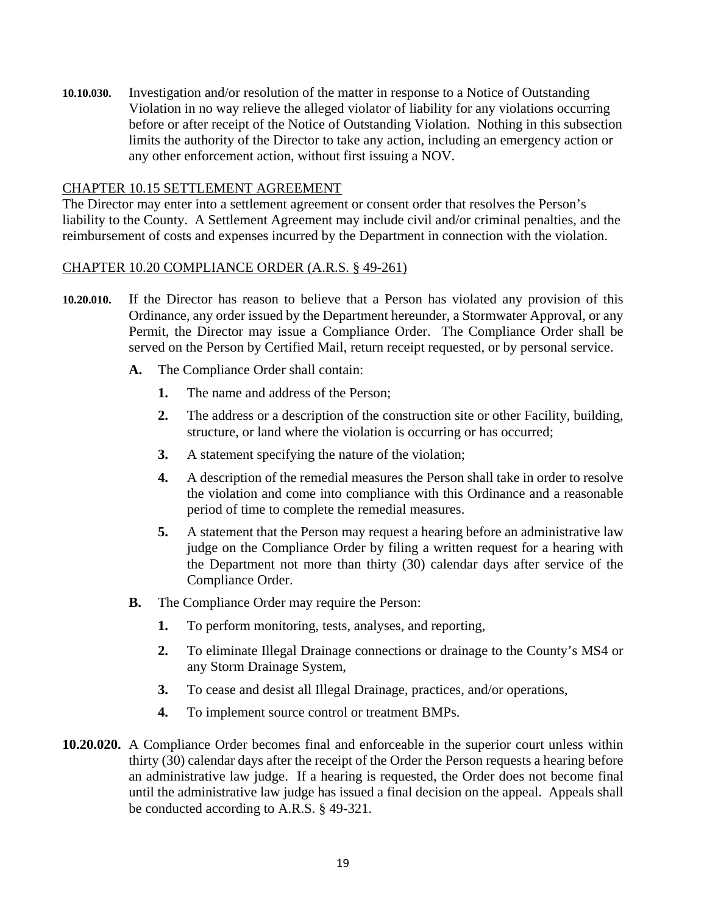**10.10.030.** Investigation and/or resolution of the matter in response to a Notice of Outstanding Violation in no way relieve the alleged violator of liability for any violations occurring before or after receipt of the Notice of Outstanding Violation. Nothing in this subsection limits the authority of the Director to take any action, including an emergency action or any other enforcement action, without first issuing a NOV.

## CHAPTER 10.15 SETTLEMENT AGREEMENT

The Director may enter into a settlement agreement or consent order that resolves the Person's liability to the County. A Settlement Agreement may include civil and/or criminal penalties, and the reimbursement of costs and expenses incurred by the Department in connection with the violation.

## CHAPTER 10.20 COMPLIANCE ORDER (A.R.S. § 49-261)

**10.20.010.** If the Director has reason to believe that a Person has violated any provision of this Ordinance, any order issued by the Department hereunder, a Stormwater Approval, or any Permit, the Director may issue a Compliance Order. The Compliance Order shall be served on the Person by Certified Mail, return receipt requested, or by personal service.

**A.** The Compliance Order shall contain:

**1.** The name and address of the Person;

**2.** The address or a description of the construction site or other Facility, building, structure, or land where the violation is occurring or has occurred;

**3.** A statement specifying the nature of the violation;

**4.** A description of the remedial measures the Person shall take in order to resolve the violation and come into compliance with this Ordinance and a reasonable period of time to complete the remedial measures.

**5.** A statement that the Person may request a hearing before an administrative law judge on the Compliance Order by filing a written request for a hearing with the Department not more than thirty (30) calendar days after service of the Compliance Order.

**B.** The Compliance Order may require the Person:

**1.** To perform monitoring, tests, analyses, and reporting,

**2.** To eliminate Illegal Drainage connections or drainage to the County's MS4 or any Storm Drainage System,

**3.** To cease and desist all Illegal Drainage, practices, and/or operations,

**4.** To implement source control or treatment BMPs.

**10.20.020.** A Compliance Order becomes final and enforceable in the superior court unless within thirty (30) calendar days after the receipt of the Order the Person requests a hearing before an administrative law judge. If a hearing is requested, the Order does not become final until the administrative law judge has issued a final decision on the appeal. Appeals shall be conducted according to A.R.S. § 49-321.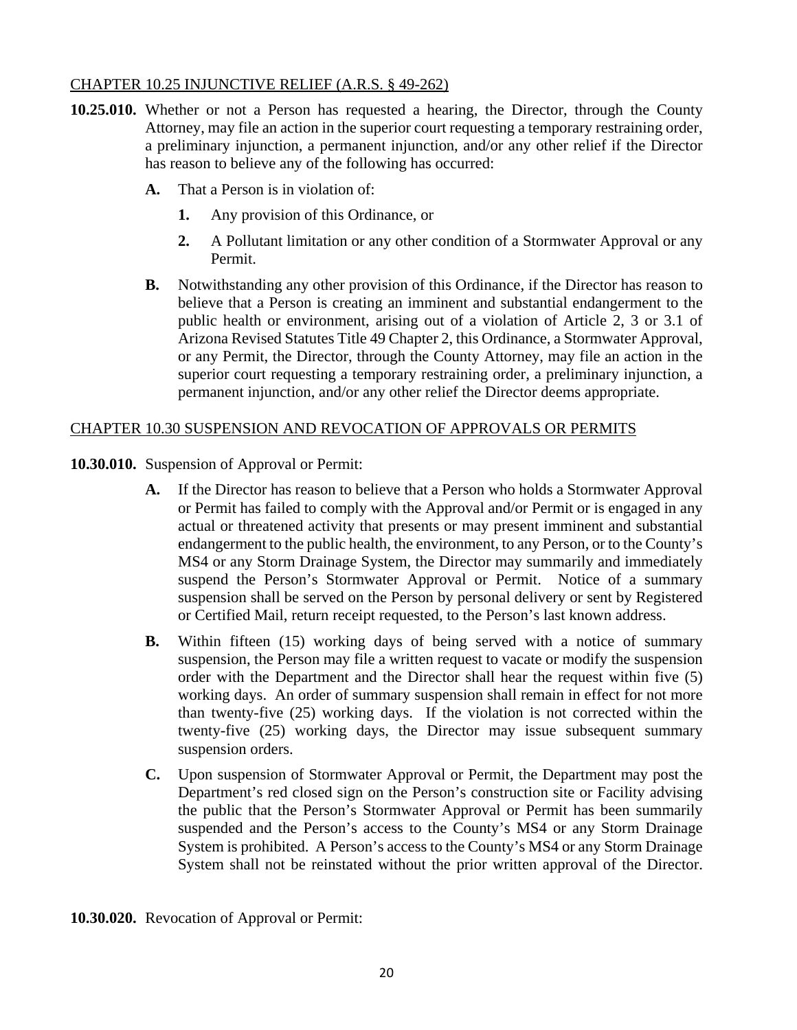## CHAPTER 10.25 INJUNCTIVE RELIEF (A.R.S. § 49-262)

**10.25.010.** Whether or not a Person has requested a hearing, the Director, through the County Attorney, may file an action in the superior court requesting a temporary restraining order, a preliminary injunction, a permanent injunction, and/or any other relief if the Director has reason to believe any of the following has occurred:

- **A.** That a Person is in violation of:
  - **1.** Any provision of this Ordinance, or
  - **2.** A Pollutant limitation or any other condition of a Stormwater Approval or any Permit.
- **B.** Notwithstanding any other provision of this Ordinance, if the Director has reason to believe that a Person is creating an imminent and substantial endangerment to the public health or environment, arising out of a violation of Article 2, 3 or 3.1 of Arizona Revised Statutes Title 49 Chapter 2, this Ordinance, a Stormwater Approval, or any Permit, the Director, through the County Attorney, may file an action in the superior court requesting a temporary restraining order, a preliminary injunction, a permanent injunction, and/or any other relief the Director deems appropriate.

## CHAPTER 10.30 SUSPENSION AND REVOCATION OF APPROVALS OR PERMITS

**10.30.010.** Suspension of Approval or Permit:

- **A.** If the Director has reason to believe that a Person who holds a Stormwater Approval or Permit has failed to comply with the Approval and/or Permit or is engaged in any actual or threatened activity that presents or may present imminent and substantial endangerment to the public health, the environment, to any Person, or to the County's MS4 or any Storm Drainage System, the Director may summarily and immediately suspend the Person's Stormwater Approval or Permit. Notice of a summary suspension shall be served on the Person by personal delivery or sent by Registered or Certified Mail, return receipt requested, to the Person's last known address.
- **B.** Within fifteen (15) working days of being served with a notice of summary suspension, the Person may file a written request to vacate or modify the suspension order with the Department and the Director shall hear the request within five (5) working days. An order of summary suspension shall remain in effect for not more than twenty-five (25) working days. If the violation is not corrected within the twenty-five (25) working days, the Director may issue subsequent summary suspension orders.
- **C.** Upon suspension of Stormwater Approval or Permit, the Department may post the Department's red closed sign on the Person's construction site or Facility advising the public that the Person's Stormwater Approval or Permit has been summarily suspended and the Person's access to the County's MS4 or any Storm Drainage System is prohibited. A Person's access to the County's MS4 or any Storm Drainage System shall not be reinstated without the prior written approval of the Director.

**10.30.020.** Revocation of Approval or Permit: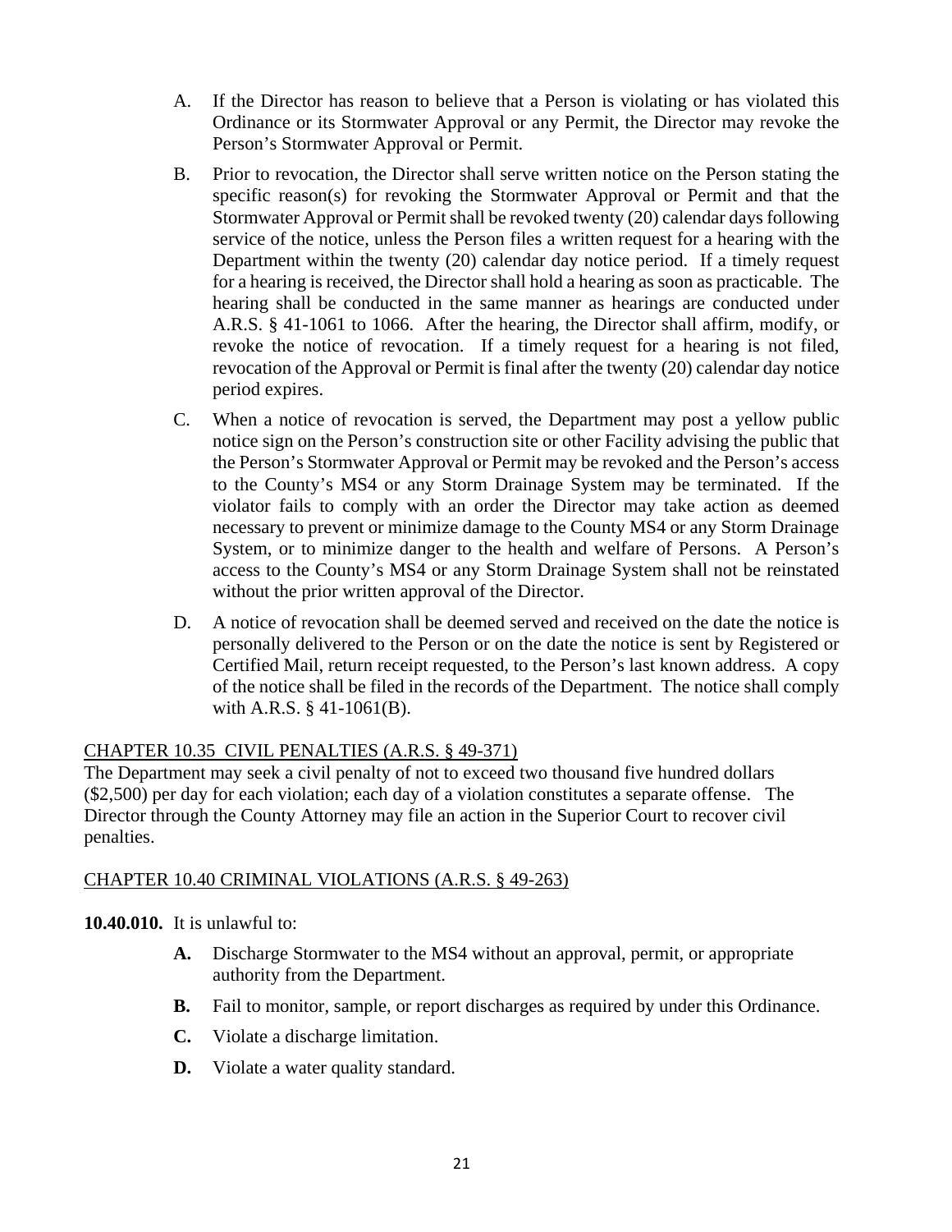A. If the Director has reason to believe that a Person is violating or has violated this Ordinance or its Stormwater Approval or any Permit, the Director may revoke the Person's Stormwater Approval or Permit.

B. Prior to revocation, the Director shall serve written notice on the Person stating the specific reason(s) for revoking the Stormwater Approval or Permit and that the Stormwater Approval or Permit shall be revoked twenty (20) calendar days following service of the notice, unless the Person files a written request for a hearing with the Department within the twenty (20) calendar day notice period. If a timely request for a hearing is received, the Director shall hold a hearing as soon as practicable. The hearing shall be conducted in the same manner as hearings are conducted under A.R.S. § 41-1061 to 1066. After the hearing, the Director shall affirm, modify, or revoke the notice of revocation. If a timely request for a hearing is not filed, revocation of the Approval or Permit is final after the twenty (20) calendar day notice period expires.

C. When a notice of revocation is served, the Department may post a yellow public notice sign on the Person's construction site or other Facility advising the public that the Person's Stormwater Approval or Permit may be revoked and the Person's access to the County's MS4 or any Storm Drainage System may be terminated. If the violator fails to comply with an order the Director may take action as deemed necessary to prevent or minimize damage to the County MS4 or any Storm Drainage System, or to minimize danger to the health and welfare of Persons. A Person's access to the County's MS4 or any Storm Drainage System shall not be reinstated without the prior written approval of the Director.

D. A notice of revocation shall be deemed served and received on the date the notice is personally delivered to the Person or on the date the notice is sent by Registered or Certified Mail, return receipt requested, to the Person's last known address. A copy of the notice shall be filed in the records of the Department. The notice shall comply with A.R.S. § 41-1061(B).

## CHAPTER 10.35 CIVIL PENALTIES (A.R.S. § 49-371)

The Department may seek a civil penalty of not to exceed two thousand five hundred dollars ($2,500) per day for each violation; each day of a violation constitutes a separate offense. The Director through the County Attorney may file an action in the Superior Court to recover civil penalties.

## CHAPTER 10.40 CRIMINAL VIOLATIONS (A.R.S. § 49-263)

**10.40.010.** It is unlawful to:

**A.** Discharge Stormwater to the MS4 without an approval, permit, or appropriate authority from the Department.

**B.** Fail to monitor, sample, or report discharges as required by under this Ordinance.

**C.** Violate a discharge limitation.

**D.** Violate a water quality standard.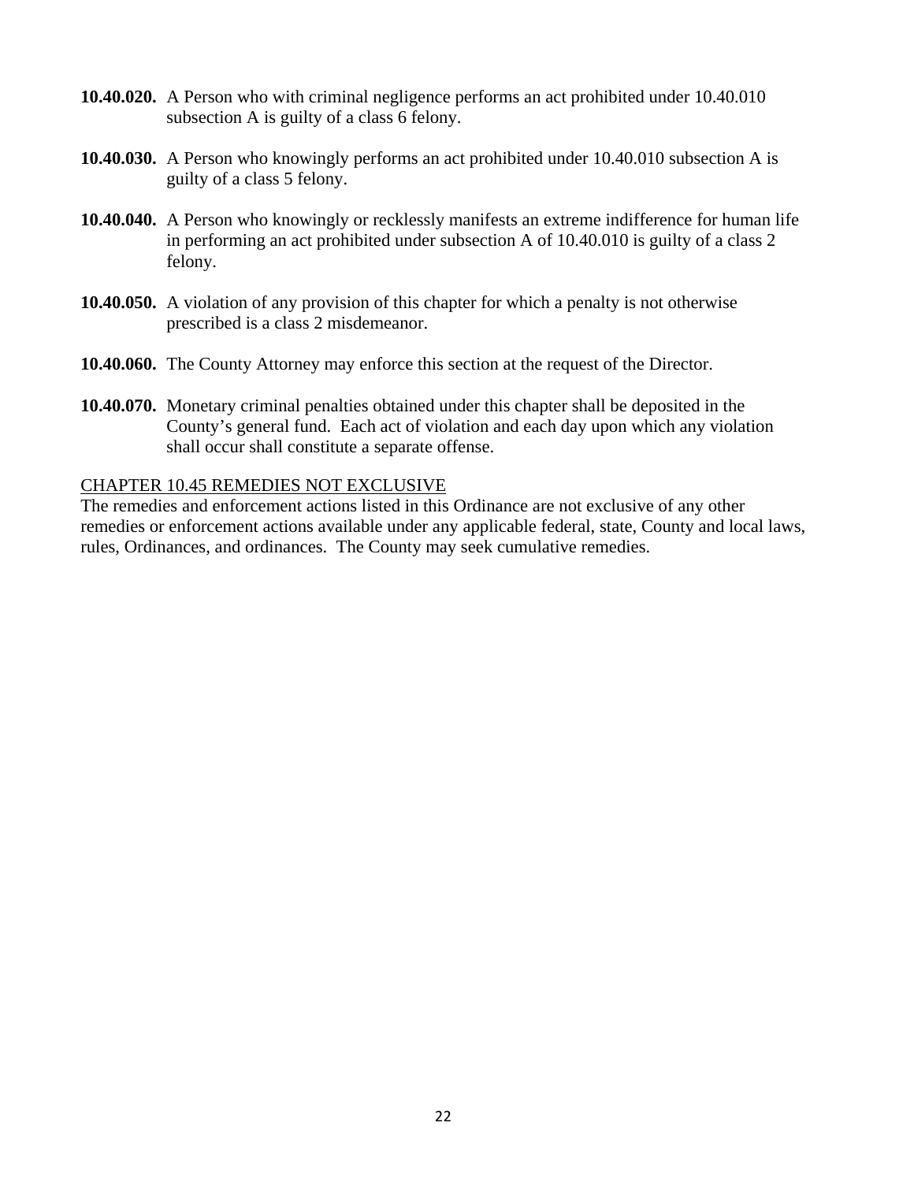**10.40.020.** A Person who with criminal negligence performs an act prohibited under 10.40.010 subsection A is guilty of a class 6 felony.

**10.40.030.** A Person who knowingly performs an act prohibited under 10.40.010 subsection A is guilty of a class 5 felony.

**10.40.040.** A Person who knowingly or recklessly manifests an extreme indifference for human life in performing an act prohibited under subsection A of 10.40.010 is guilty of a class 2 felony.

**10.40.050.** A violation of any provision of this chapter for which a penalty is not otherwise prescribed is a class 2 misdemeanor.

**10.40.060.** The County Attorney may enforce this section at the request of the Director.

**10.40.070.** Monetary criminal penalties obtained under this chapter shall be deposited in the County's general fund. Each act of violation and each day upon which any violation shall occur shall constitute a separate offense.

CHAPTER 10.45 REMEDIES NOT EXCLUSIVE

The remedies and enforcement actions listed in this Ordinance are not exclusive of any other remedies or enforcement actions available under any applicable federal, state, County and local laws, rules, Ordinances, and ordinances. The County may seek cumulative remedies.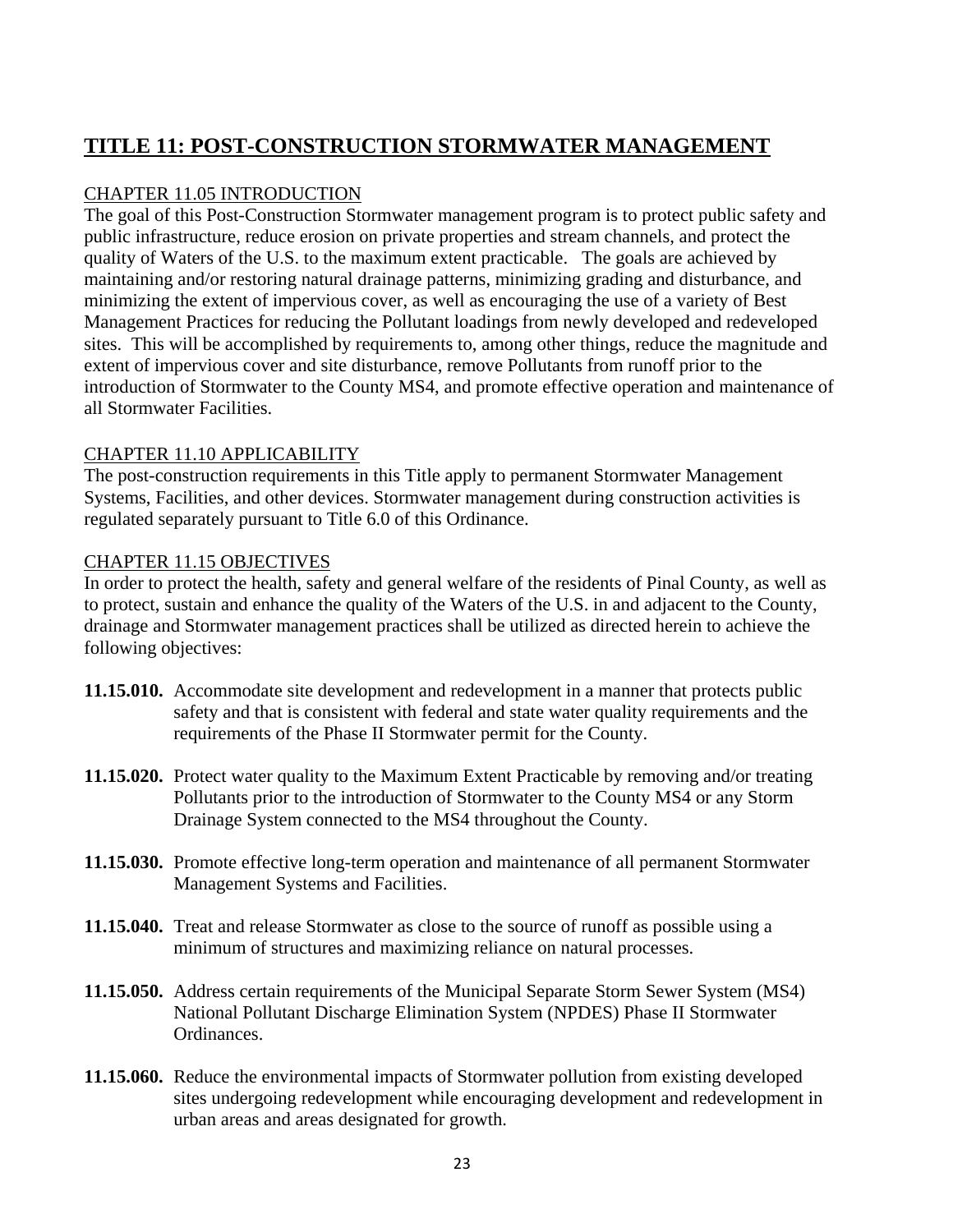# TITLE 11: POST-CONSTRUCTION STORMWATER MANAGEMENT

## CHAPTER 11.05 INTRODUCTION

The goal of this Post-Construction Stormwater management program is to protect public safety and public infrastructure, reduce erosion on private properties and stream channels, and protect the quality of Waters of the U.S. to the maximum extent practicable. The goals are achieved by maintaining and/or restoring natural drainage patterns, minimizing grading and disturbance, and minimizing the extent of impervious cover, as well as encouraging the use of a variety of Best Management Practices for reducing the Pollutant loadings from newly developed and redeveloped sites. This will be accomplished by requirements to, among other things, reduce the magnitude and extent of impervious cover and site disturbance, remove Pollutants from runoff prior to the introduction of Stormwater to the County MS4, and promote effective operation and maintenance of all Stormwater Facilities.

## CHAPTER 11.10 APPLICABILITY

The post-construction requirements in this Title apply to permanent Stormwater Management Systems, Facilities, and other devices. Stormwater management during construction activities is regulated separately pursuant to Title 6.0 of this Ordinance.

## CHAPTER 11.15 OBJECTIVES

In order to protect the health, safety and general welfare of the residents of Pinal County, as well as to protect, sustain and enhance the quality of the Waters of the U.S. in and adjacent to the County, drainage and Stormwater management practices shall be utilized as directed herein to achieve the following objectives:

**11.15.010.** Accommodate site development and redevelopment in a manner that protects public safety and that is consistent with federal and state water quality requirements and the requirements of the Phase II Stormwater permit for the County.

**11.15.020.** Protect water quality to the Maximum Extent Practicable by removing and/or treating Pollutants prior to the introduction of Stormwater to the County MS4 or any Storm Drainage System connected to the MS4 throughout the County.

**11.15.030.** Promote effective long-term operation and maintenance of all permanent Stormwater Management Systems and Facilities.

**11.15.040.** Treat and release Stormwater as close to the source of runoff as possible using a minimum of structures and maximizing reliance on natural processes.

**11.15.050.** Address certain requirements of the Municipal Separate Storm Sewer System (MS4) National Pollutant Discharge Elimination System (NPDES) Phase II Stormwater Ordinances.

**11.15.060.** Reduce the environmental impacts of Stormwater pollution from existing developed sites undergoing redevelopment while encouraging development and redevelopment in urban areas and areas designated for growth.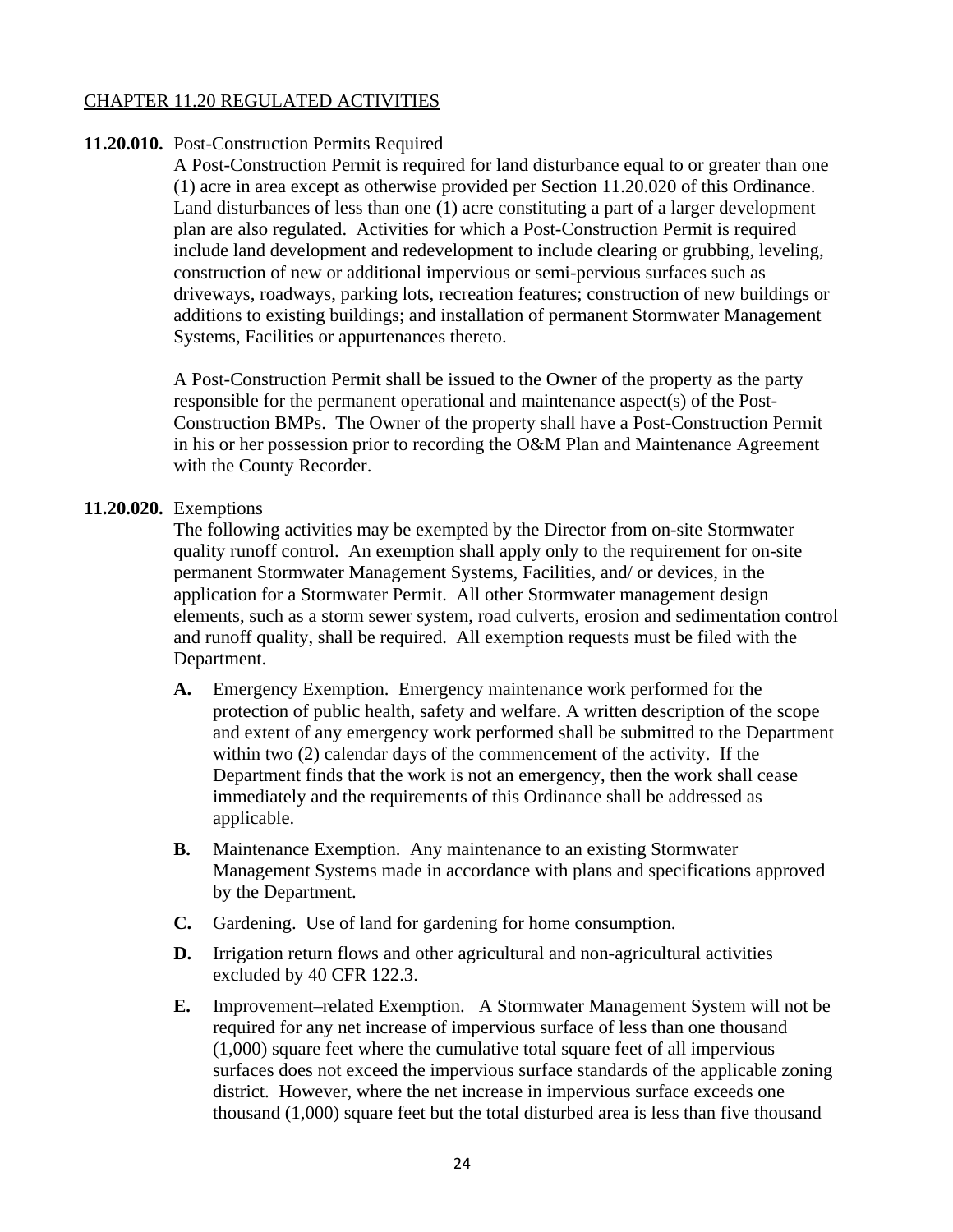## CHAPTER 11.20 REGULATED ACTIVITIES

**11.20.010.** Post-Construction Permits Required

A Post-Construction Permit is required for land disturbance equal to or greater than one (1) acre in area except as otherwise provided per Section 11.20.020 of this Ordinance. Land disturbances of less than one (1) acre constituting a part of a larger development plan are also regulated. Activities for which a Post-Construction Permit is required include land development and redevelopment to include clearing or grubbing, leveling, construction of new or additional impervious or semi-pervious surfaces such as driveways, roadways, parking lots, recreation features; construction of new buildings or additions to existing buildings; and installation of permanent Stormwater Management Systems, Facilities or appurtenances thereto.

A Post-Construction Permit shall be issued to the Owner of the property as the party responsible for the permanent operational and maintenance aspect(s) of the Post-Construction BMPs. The Owner of the property shall have a Post-Construction Permit in his or her possession prior to recording the O&M Plan and Maintenance Agreement with the County Recorder.

**11.20.020.** Exemptions

The following activities may be exempted by the Director from on-site Stormwater quality runoff control. An exemption shall apply only to the requirement for on-site permanent Stormwater Management Systems, Facilities, and/ or devices, in the application for a Stormwater Permit. All other Stormwater management design elements, such as a storm sewer system, road culverts, erosion and sedimentation control and runoff quality, shall be required. All exemption requests must be filed with the Department.

**A.** Emergency Exemption. Emergency maintenance work performed for the protection of public health, safety and welfare. A written description of the scope and extent of any emergency work performed shall be submitted to the Department within two (2) calendar days of the commencement of the activity. If the Department finds that the work is not an emergency, then the work shall cease immediately and the requirements of this Ordinance shall be addressed as applicable.

**B.** Maintenance Exemption. Any maintenance to an existing Stormwater Management Systems made in accordance with plans and specifications approved by the Department.

**C.** Gardening. Use of land for gardening for home consumption.

**D.** Irrigation return flows and other agricultural and non-agricultural activities excluded by 40 CFR 122.3.

**E.** Improvement–related Exemption. A Stormwater Management System will not be required for any net increase of impervious surface of less than one thousand (1,000) square feet where the cumulative total square feet of all impervious surfaces does not exceed the impervious surface standards of the applicable zoning district. However, where the net increase in impervious surface exceeds one thousand (1,000) square feet but the total disturbed area is less than five thousand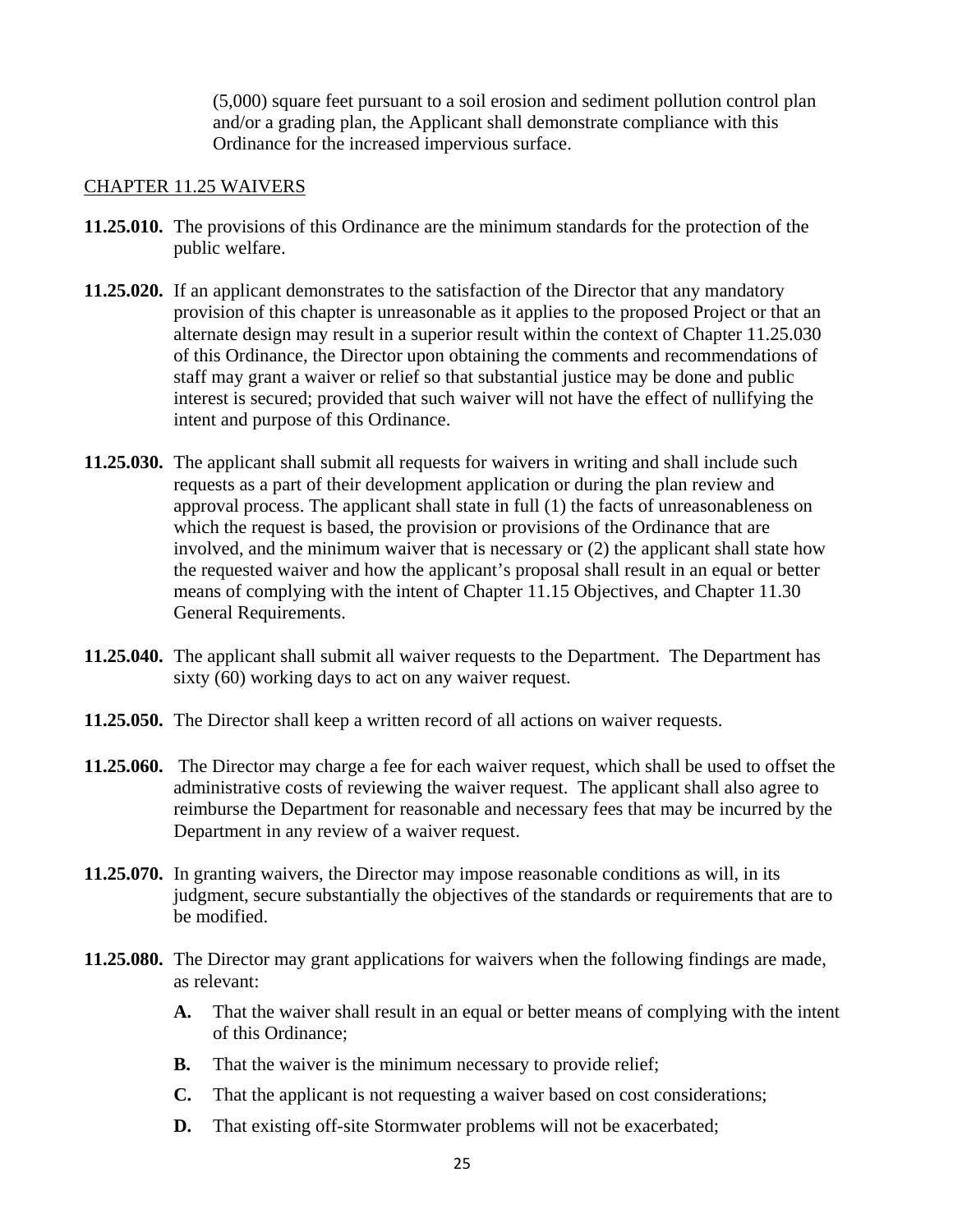(5,000) square feet pursuant to a soil erosion and sediment pollution control plan and/or a grading plan, the Applicant shall demonstrate compliance with this Ordinance for the increased impervious surface.

## CHAPTER 11.25 WAIVERS

**11.25.010.** The provisions of this Ordinance are the minimum standards for the protection of the public welfare.

**11.25.020.** If an applicant demonstrates to the satisfaction of the Director that any mandatory provision of this chapter is unreasonable as it applies to the proposed Project or that an alternate design may result in a superior result within the context of Chapter 11.25.030 of this Ordinance, the Director upon obtaining the comments and recommendations of staff may grant a waiver or relief so that substantial justice may be done and public interest is secured; provided that such waiver will not have the effect of nullifying the intent and purpose of this Ordinance.

**11.25.030.** The applicant shall submit all requests for waivers in writing and shall include such requests as a part of their development application or during the plan review and approval process. The applicant shall state in full (1) the facts of unreasonableness on which the request is based, the provision or provisions of the Ordinance that are involved, and the minimum waiver that is necessary or (2) the applicant shall state how the requested waiver and how the applicant's proposal shall result in an equal or better means of complying with the intent of Chapter 11.15 Objectives, and Chapter 11.30 General Requirements.

**11.25.040.** The applicant shall submit all waiver requests to the Department. The Department has sixty (60) working days to act on any waiver request.

**11.25.050.** The Director shall keep a written record of all actions on waiver requests.

**11.25.060.** The Director may charge a fee for each waiver request, which shall be used to offset the administrative costs of reviewing the waiver request. The applicant shall also agree to reimburse the Department for reasonable and necessary fees that may be incurred by the Department in any review of a waiver request.

**11.25.070.** In granting waivers, the Director may impose reasonable conditions as will, in its judgment, secure substantially the objectives of the standards or requirements that are to be modified.

**11.25.080.** The Director may grant applications for waivers when the following findings are made, as relevant:

- **A.** That the waiver shall result in an equal or better means of complying with the intent of this Ordinance;
- **B.** That the waiver is the minimum necessary to provide relief;
- **C.** That the applicant is not requesting a waiver based on cost considerations;
- **D.** That existing off-site Stormwater problems will not be exacerbated;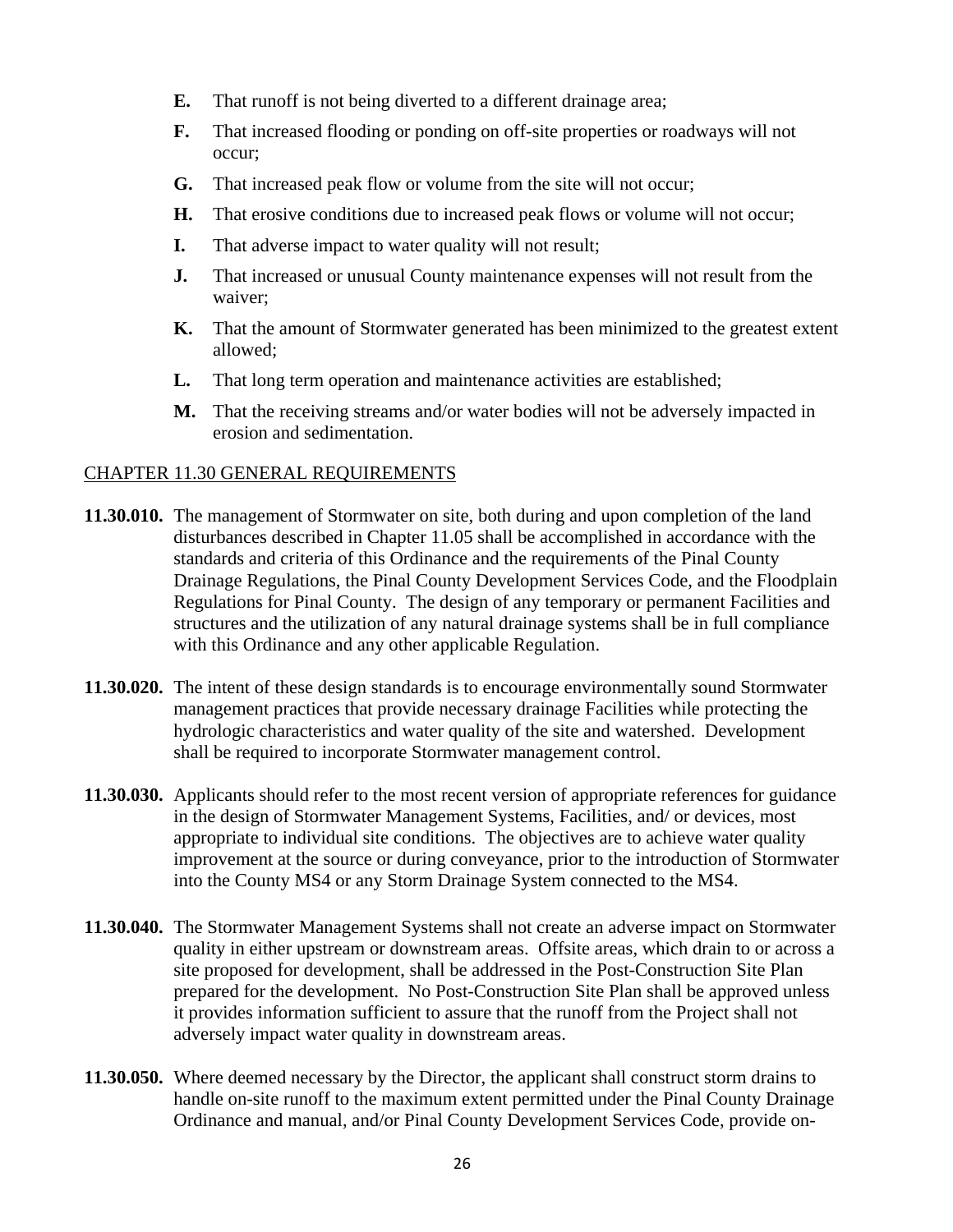**E.** That runoff is not being diverted to a different drainage area;

**F.** That increased flooding or ponding on off-site properties or roadways will not occur;

**G.** That increased peak flow or volume from the site will not occur;

**H.** That erosive conditions due to increased peak flows or volume will not occur;

**I.** That adverse impact to water quality will not result;

**J.** That increased or unusual County maintenance expenses will not result from the waiver;

**K.** That the amount of Stormwater generated has been minimized to the greatest extent allowed;

**L.** That long term operation and maintenance activities are established;

**M.** That the receiving streams and/or water bodies will not be adversely impacted in erosion and sedimentation.

## CHAPTER 11.30 GENERAL REQUIREMENTS

**11.30.010.** The management of Stormwater on site, both during and upon completion of the land disturbances described in Chapter 11.05 shall be accomplished in accordance with the standards and criteria of this Ordinance and the requirements of the Pinal County Drainage Regulations, the Pinal County Development Services Code, and the Floodplain Regulations for Pinal County. The design of any temporary or permanent Facilities and structures and the utilization of any natural drainage systems shall be in full compliance with this Ordinance and any other applicable Regulation.

**11.30.020.** The intent of these design standards is to encourage environmentally sound Stormwater management practices that provide necessary drainage Facilities while protecting the hydrologic characteristics and water quality of the site and watershed. Development shall be required to incorporate Stormwater management control.

**11.30.030.** Applicants should refer to the most recent version of appropriate references for guidance in the design of Stormwater Management Systems, Facilities, and/ or devices, most appropriate to individual site conditions. The objectives are to achieve water quality improvement at the source or during conveyance, prior to the introduction of Stormwater into the County MS4 or any Storm Drainage System connected to the MS4.

**11.30.040.** The Stormwater Management Systems shall not create an adverse impact on Stormwater quality in either upstream or downstream areas. Offsite areas, which drain to or across a site proposed for development, shall be addressed in the Post-Construction Site Plan prepared for the development. No Post-Construction Site Plan shall be approved unless it provides information sufficient to assure that the runoff from the Project shall not adversely impact water quality in downstream areas.

**11.30.050.** Where deemed necessary by the Director, the applicant shall construct storm drains to handle on-site runoff to the maximum extent permitted under the Pinal County Drainage Ordinance and manual, and/or Pinal County Development Services Code, provide on-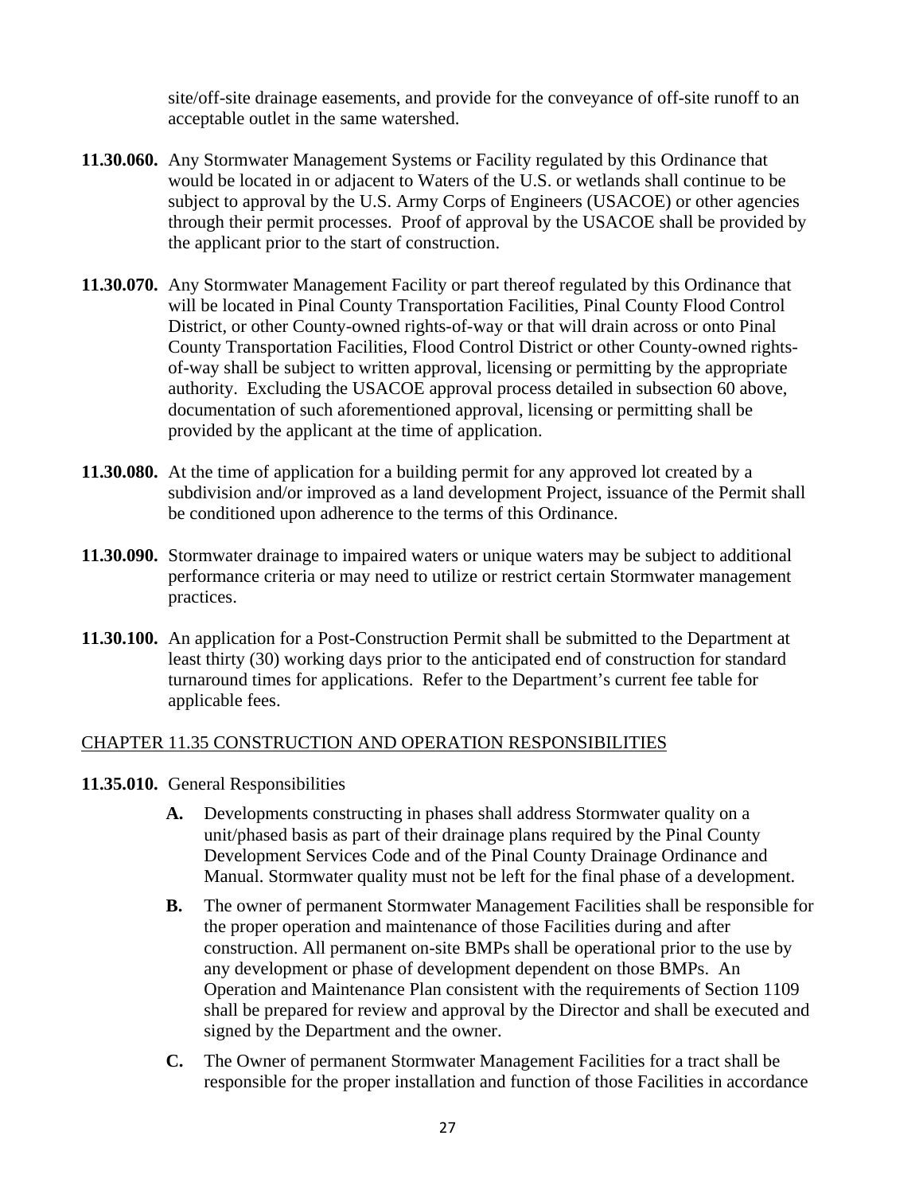site/off-site drainage easements, and provide for the conveyance of off-site runoff to an acceptable outlet in the same watershed.

**11.30.060.** Any Stormwater Management Systems or Facility regulated by this Ordinance that would be located in or adjacent to Waters of the U.S. or wetlands shall continue to be subject to approval by the U.S. Army Corps of Engineers (USACOE) or other agencies through their permit processes. Proof of approval by the USACOE shall be provided by the applicant prior to the start of construction.

**11.30.070.** Any Stormwater Management Facility or part thereof regulated by this Ordinance that will be located in Pinal County Transportation Facilities, Pinal County Flood Control District, or other County-owned rights-of-way or that will drain across or onto Pinal County Transportation Facilities, Flood Control District or other County-owned rights-of-way shall be subject to written approval, licensing or permitting by the appropriate authority. Excluding the USACOE approval process detailed in subsection 60 above, documentation of such aforementioned approval, licensing or permitting shall be provided by the applicant at the time of application.

**11.30.080.** At the time of application for a building permit for any approved lot created by a subdivision and/or improved as a land development Project, issuance of the Permit shall be conditioned upon adherence to the terms of this Ordinance.

**11.30.090.** Stormwater drainage to impaired waters or unique waters may be subject to additional performance criteria or may need to utilize or restrict certain Stormwater management practices.

**11.30.100.** An application for a Post-Construction Permit shall be submitted to the Department at least thirty (30) working days prior to the anticipated end of construction for standard turnaround times for applications. Refer to the Department's current fee table for applicable fees.

## CHAPTER 11.35 CONSTRUCTION AND OPERATION RESPONSIBILITIES

**11.35.010.** General Responsibilities

- **A.** Developments constructing in phases shall address Stormwater quality on a unit/phased basis as part of their drainage plans required by the Pinal County Development Services Code and of the Pinal County Drainage Ordinance and Manual. Stormwater quality must not be left for the final phase of a development.

- **B.** The owner of permanent Stormwater Management Facilities shall be responsible for the proper operation and maintenance of those Facilities during and after construction. All permanent on-site BMPs shall be operational prior to the use by any development or phase of development dependent on those BMPs. An Operation and Maintenance Plan consistent with the requirements of Section 1109 shall be prepared for review and approval by the Director and shall be executed and signed by the Department and the owner.

- **C.** The Owner of permanent Stormwater Management Facilities for a tract shall be responsible for the proper installation and function of those Facilities in accordance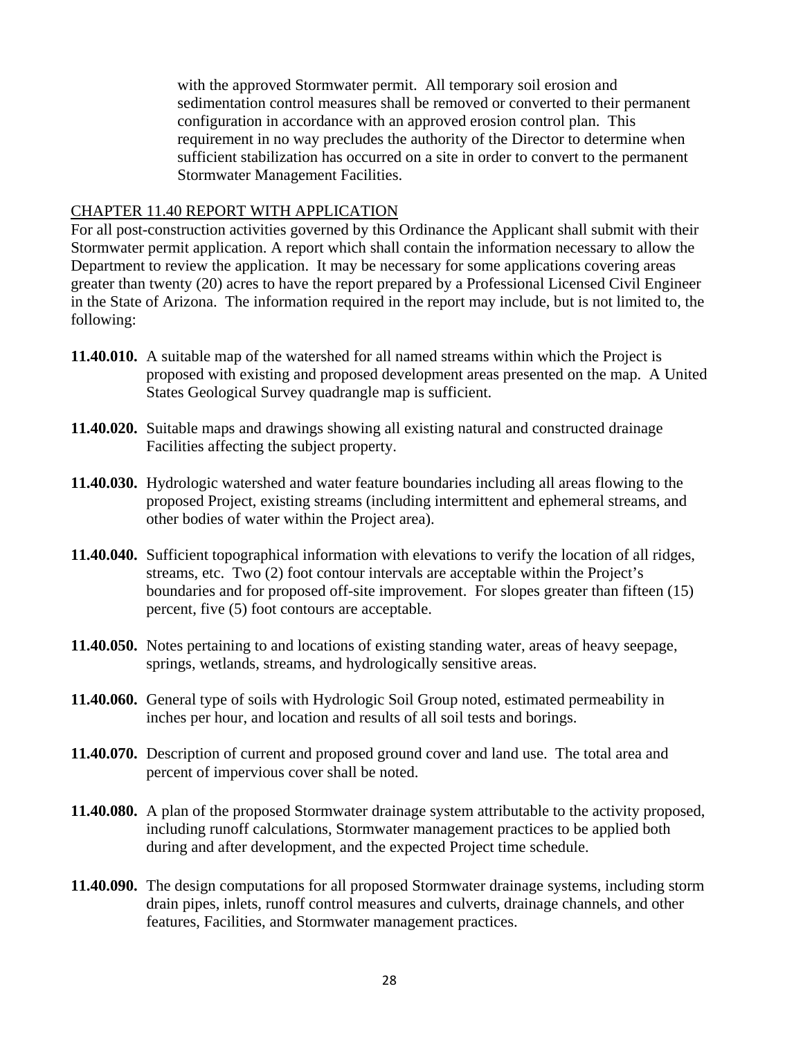with the approved Stormwater permit. All temporary soil erosion and sedimentation control measures shall be removed or converted to their permanent configuration in accordance with an approved erosion control plan. This requirement in no way precludes the authority of the Director to determine when sufficient stabilization has occurred on a site in order to convert to the permanent Stormwater Management Facilities.

## CHAPTER 11.40 REPORT WITH APPLICATION

For all post-construction activities governed by this Ordinance the Applicant shall submit with their Stormwater permit application. A report which shall contain the information necessary to allow the Department to review the application. It may be necessary for some applications covering areas greater than twenty (20) acres to have the report prepared by a Professional Licensed Civil Engineer in the State of Arizona. The information required in the report may include, but is not limited to, the following:

**11.40.010.** A suitable map of the watershed for all named streams within which the Project is proposed with existing and proposed development areas presented on the map. A United States Geological Survey quadrangle map is sufficient.

**11.40.020.** Suitable maps and drawings showing all existing natural and constructed drainage Facilities affecting the subject property.

**11.40.030.** Hydrologic watershed and water feature boundaries including all areas flowing to the proposed Project, existing streams (including intermittent and ephemeral streams, and other bodies of water within the Project area).

**11.40.040.** Sufficient topographical information with elevations to verify the location of all ridges, streams, etc. Two (2) foot contour intervals are acceptable within the Project's boundaries and for proposed off-site improvement. For slopes greater than fifteen (15) percent, five (5) foot contours are acceptable.

**11.40.050.** Notes pertaining to and locations of existing standing water, areas of heavy seepage, springs, wetlands, streams, and hydrologically sensitive areas.

**11.40.060.** General type of soils with Hydrologic Soil Group noted, estimated permeability in inches per hour, and location and results of all soil tests and borings.

**11.40.070.** Description of current and proposed ground cover and land use. The total area and percent of impervious cover shall be noted.

**11.40.080.** A plan of the proposed Stormwater drainage system attributable to the activity proposed, including runoff calculations, Stormwater management practices to be applied both during and after development, and the expected Project time schedule.

**11.40.090.** The design computations for all proposed Stormwater drainage systems, including storm drain pipes, inlets, runoff control measures and culverts, drainage channels, and other features, Facilities, and Stormwater management practices.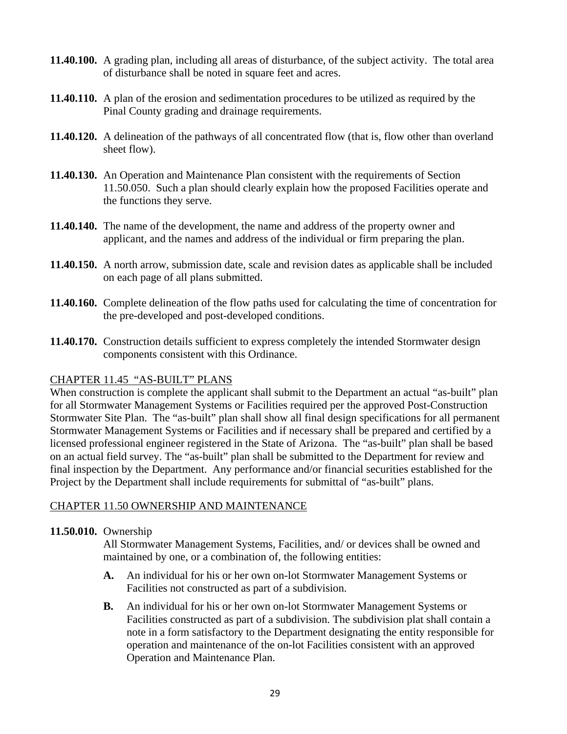**11.40.100.** A grading plan, including all areas of disturbance, of the subject activity. The total area of disturbance shall be noted in square feet and acres.

**11.40.110.** A plan of the erosion and sedimentation procedures to be utilized as required by the Pinal County grading and drainage requirements.

**11.40.120.** A delineation of the pathways of all concentrated flow (that is, flow other than overland sheet flow).

**11.40.130.** An Operation and Maintenance Plan consistent with the requirements of Section 11.50.050. Such a plan should clearly explain how the proposed Facilities operate and the functions they serve.

**11.40.140.** The name of the development, the name and address of the property owner and applicant, and the names and address of the individual or firm preparing the plan.

**11.40.150.** A north arrow, submission date, scale and revision dates as applicable shall be included on each page of all plans submitted.

**11.40.160.** Complete delineation of the flow paths used for calculating the time of concentration for the pre-developed and post-developed conditions.

**11.40.170.** Construction details sufficient to express completely the intended Stormwater design components consistent with this Ordinance.

## CHAPTER 11.45 "AS-BUILT" PLANS

When construction is complete the applicant shall submit to the Department an actual "as-built" plan for all Stormwater Management Systems or Facilities required per the approved Post-Construction Stormwater Site Plan. The "as-built" plan shall show all final design specifications for all permanent Stormwater Management Systems or Facilities and if necessary shall be prepared and certified by a licensed professional engineer registered in the State of Arizona. The "as-built" plan shall be based on an actual field survey. The "as-built" plan shall be submitted to the Department for review and final inspection by the Department. Any performance and/or financial securities established for the Project by the Department shall include requirements for submittal of "as-built" plans.

## CHAPTER 11.50 OWNERSHIP AND MAINTENANCE

**11.50.010.** Ownership

All Stormwater Management Systems, Facilities, and/ or devices shall be owned and maintained by one, or a combination of, the following entities:

**A.** An individual for his or her own on-lot Stormwater Management Systems or Facilities not constructed as part of a subdivision.

**B.** An individual for his or her own on-lot Stormwater Management Systems or Facilities constructed as part of a subdivision. The subdivision plat shall contain a note in a form satisfactory to the Department designating the entity responsible for operation and maintenance of the on-lot Facilities consistent with an approved Operation and Maintenance Plan.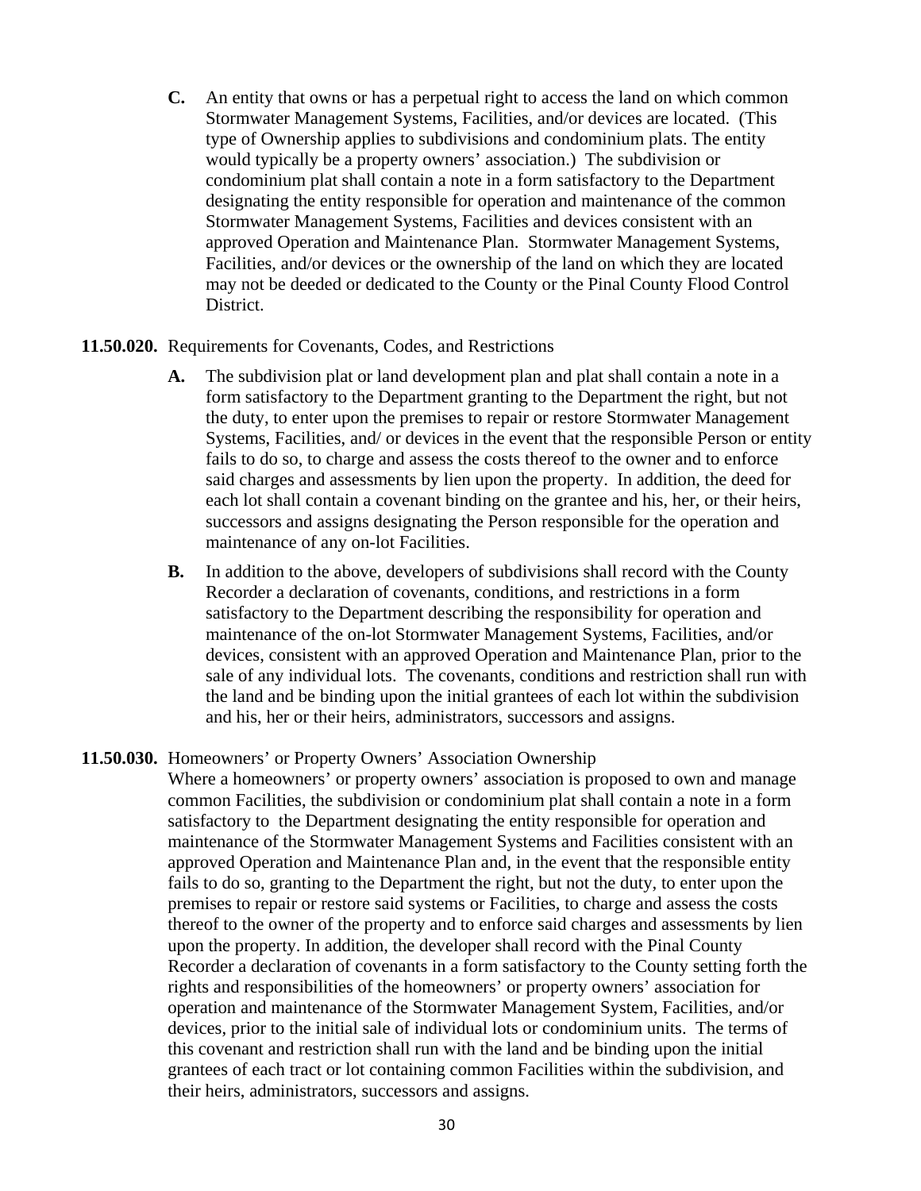**C.** An entity that owns or has a perpetual right to access the land on which common Stormwater Management Systems, Facilities, and/or devices are located. (This type of Ownership applies to subdivisions and condominium plats. The entity would typically be a property owners' association.) The subdivision or condominium plat shall contain a note in a form satisfactory to the Department designating the entity responsible for operation and maintenance of the common Stormwater Management Systems, Facilities and devices consistent with an approved Operation and Maintenance Plan. Stormwater Management Systems, Facilities, and/or devices or the ownership of the land on which they are located may not be deeded or dedicated to the County or the Pinal County Flood Control District.

**11.50.020.** Requirements for Covenants, Codes, and Restrictions

**A.** The subdivision plat or land development plan and plat shall contain a note in a form satisfactory to the Department granting to the Department the right, but not the duty, to enter upon the premises to repair or restore Stormwater Management Systems, Facilities, and/ or devices in the event that the responsible Person or entity fails to do so, to charge and assess the costs thereof to the owner and to enforce said charges and assessments by lien upon the property. In addition, the deed for each lot shall contain a covenant binding on the grantee and his, her, or their heirs, successors and assigns designating the Person responsible for the operation and maintenance of any on-lot Facilities.

**B.** In addition to the above, developers of subdivisions shall record with the County Recorder a declaration of covenants, conditions, and restrictions in a form satisfactory to the Department describing the responsibility for operation and maintenance of the on-lot Stormwater Management Systems, Facilities, and/or devices, consistent with an approved Operation and Maintenance Plan, prior to the sale of any individual lots. The covenants, conditions and restriction shall run with the land and be binding upon the initial grantees of each lot within the subdivision and his, her or their heirs, administrators, successors and assigns.

**11.50.030.** Homeowners' or Property Owners' Association Ownership

Where a homeowners' or property owners' association is proposed to own and manage common Facilities, the subdivision or condominium plat shall contain a note in a form satisfactory to the Department designating the entity responsible for operation and maintenance of the Stormwater Management Systems and Facilities consistent with an approved Operation and Maintenance Plan and, in the event that the responsible entity fails to do so, granting to the Department the right, but not the duty, to enter upon the premises to repair or restore said systems or Facilities, to charge and assess the costs thereof to the owner of the property and to enforce said charges and assessments by lien upon the property. In addition, the developer shall record with the Pinal County Recorder a declaration of covenants in a form satisfactory to the County setting forth the rights and responsibilities of the homeowners' or property owners' association for operation and maintenance of the Stormwater Management System, Facilities, and/or devices, prior to the initial sale of individual lots or condominium units. The terms of this covenant and restriction shall run with the land and be binding upon the initial grantees of each tract or lot containing common Facilities within the subdivision, and their heirs, administrators, successors and assigns.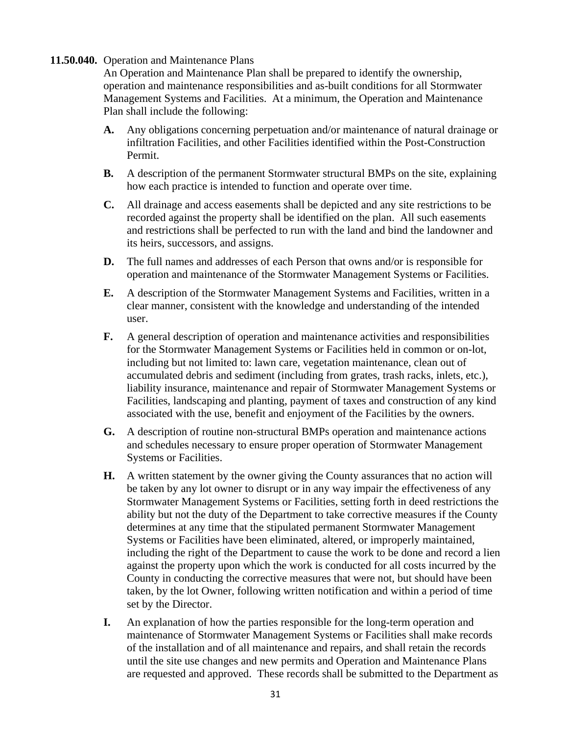**11.50.040.** Operation and Maintenance Plans

An Operation and Maintenance Plan shall be prepared to identify the ownership, operation and maintenance responsibilities and as-built conditions for all Stormwater Management Systems and Facilities. At a minimum, the Operation and Maintenance Plan shall include the following:

**A.** Any obligations concerning perpetuation and/or maintenance of natural drainage or infiltration Facilities, and other Facilities identified within the Post-Construction Permit.

**B.** A description of the permanent Stormwater structural BMPs on the site, explaining how each practice is intended to function and operate over time.

**C.** All drainage and access easements shall be depicted and any site restrictions to be recorded against the property shall be identified on the plan. All such easements and restrictions shall be perfected to run with the land and bind the landowner and its heirs, successors, and assigns.

**D.** The full names and addresses of each Person that owns and/or is responsible for operation and maintenance of the Stormwater Management Systems or Facilities.

**E.** A description of the Stormwater Management Systems and Facilities, written in a clear manner, consistent with the knowledge and understanding of the intended user.

**F.** A general description of operation and maintenance activities and responsibilities for the Stormwater Management Systems or Facilities held in common or on-lot, including but not limited to: lawn care, vegetation maintenance, clean out of accumulated debris and sediment (including from grates, trash racks, inlets, etc.), liability insurance, maintenance and repair of Stormwater Management Systems or Facilities, landscaping and planting, payment of taxes and construction of any kind associated with the use, benefit and enjoyment of the Facilities by the owners.

**G.** A description of routine non-structural BMPs operation and maintenance actions and schedules necessary to ensure proper operation of Stormwater Management Systems or Facilities.

**H.** A written statement by the owner giving the County assurances that no action will be taken by any lot owner to disrupt or in any way impair the effectiveness of any Stormwater Management Systems or Facilities, setting forth in deed restrictions the ability but not the duty of the Department to take corrective measures if the County determines at any time that the stipulated permanent Stormwater Management Systems or Facilities have been eliminated, altered, or improperly maintained, including the right of the Department to cause the work to be done and record a lien against the property upon which the work is conducted for all costs incurred by the County in conducting the corrective measures that were not, but should have been taken, by the lot Owner, following written notification and within a period of time set by the Director.

**I.** An explanation of how the parties responsible for the long-term operation and maintenance of Stormwater Management Systems or Facilities shall make records of the installation and of all maintenance and repairs, and shall retain the records until the site use changes and new permits and Operation and Maintenance Plans are requested and approved. These records shall be submitted to the Department as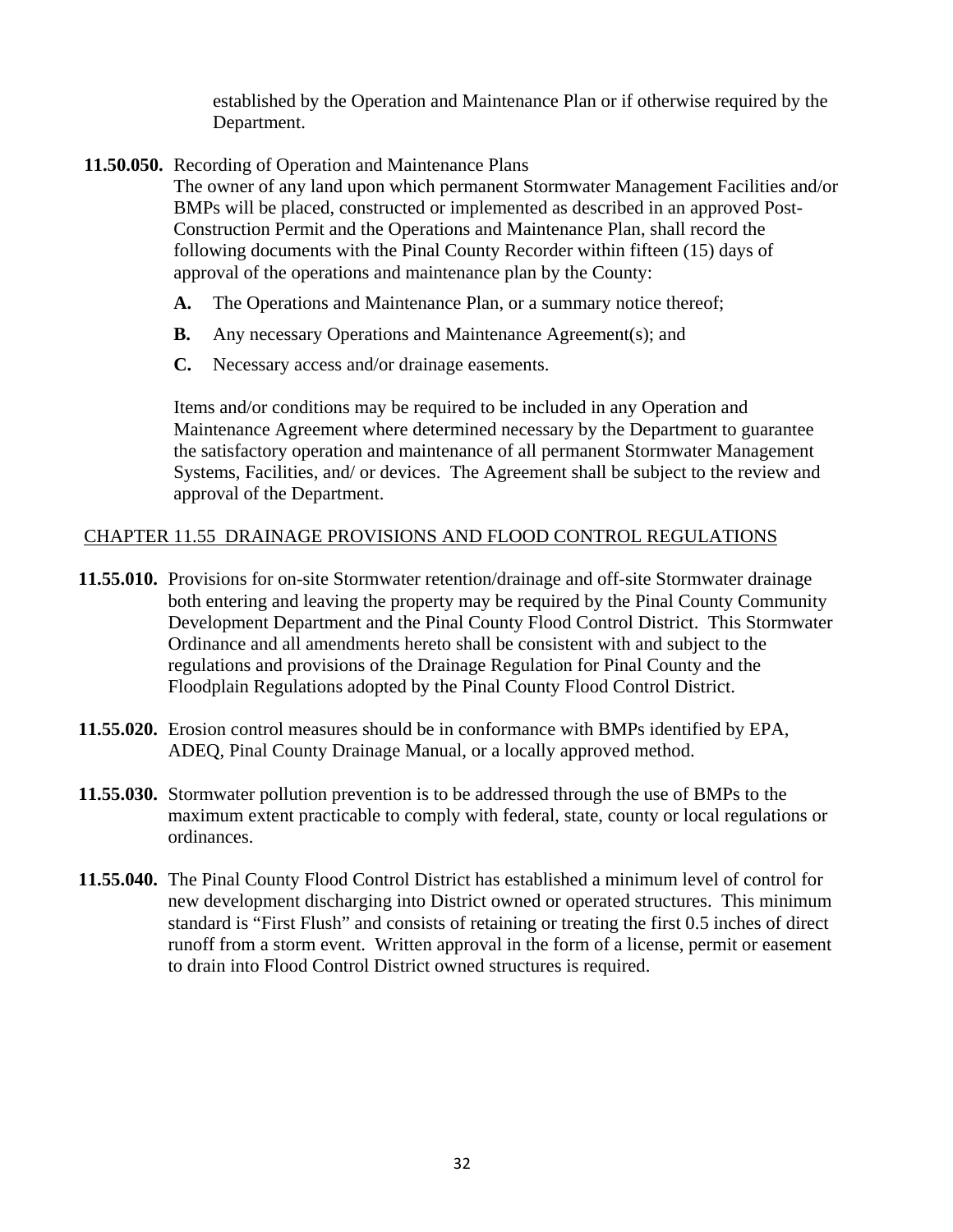established by the Operation and Maintenance Plan or if otherwise required by the Department.

**11.50.050.** Recording of Operation and Maintenance Plans

The owner of any land upon which permanent Stormwater Management Facilities and/or BMPs will be placed, constructed or implemented as described in an approved Post-Construction Permit and the Operations and Maintenance Plan, shall record the following documents with the Pinal County Recorder within fifteen (15) days of approval of the operations and maintenance plan by the County:

**A.** The Operations and Maintenance Plan, or a summary notice thereof;

**B.** Any necessary Operations and Maintenance Agreement(s); and

**C.** Necessary access and/or drainage easements.

Items and/or conditions may be required to be included in any Operation and Maintenance Agreement where determined necessary by the Department to guarantee the satisfactory operation and maintenance of all permanent Stormwater Management Systems, Facilities, and/ or devices. The Agreement shall be subject to the review and approval of the Department.

## CHAPTER 11.55 DRAINAGE PROVISIONS AND FLOOD CONTROL REGULATIONS

**11.55.010.** Provisions for on-site Stormwater retention/drainage and off-site Stormwater drainage both entering and leaving the property may be required by the Pinal County Community Development Department and the Pinal County Flood Control District. This Stormwater Ordinance and all amendments hereto shall be consistent with and subject to the regulations and provisions of the Drainage Regulation for Pinal County and the Floodplain Regulations adopted by the Pinal County Flood Control District.

**11.55.020.** Erosion control measures should be in conformance with BMPs identified by EPA, ADEQ, Pinal County Drainage Manual, or a locally approved method.

**11.55.030.** Stormwater pollution prevention is to be addressed through the use of BMPs to the maximum extent practicable to comply with federal, state, county or local regulations or ordinances.

**11.55.040.** The Pinal County Flood Control District has established a minimum level of control for new development discharging into District owned or operated structures. This minimum standard is "First Flush" and consists of retaining or treating the first 0.5 inches of direct runoff from a storm event. Written approval in the form of a license, permit or easement to drain into Flood Control District owned structures is required.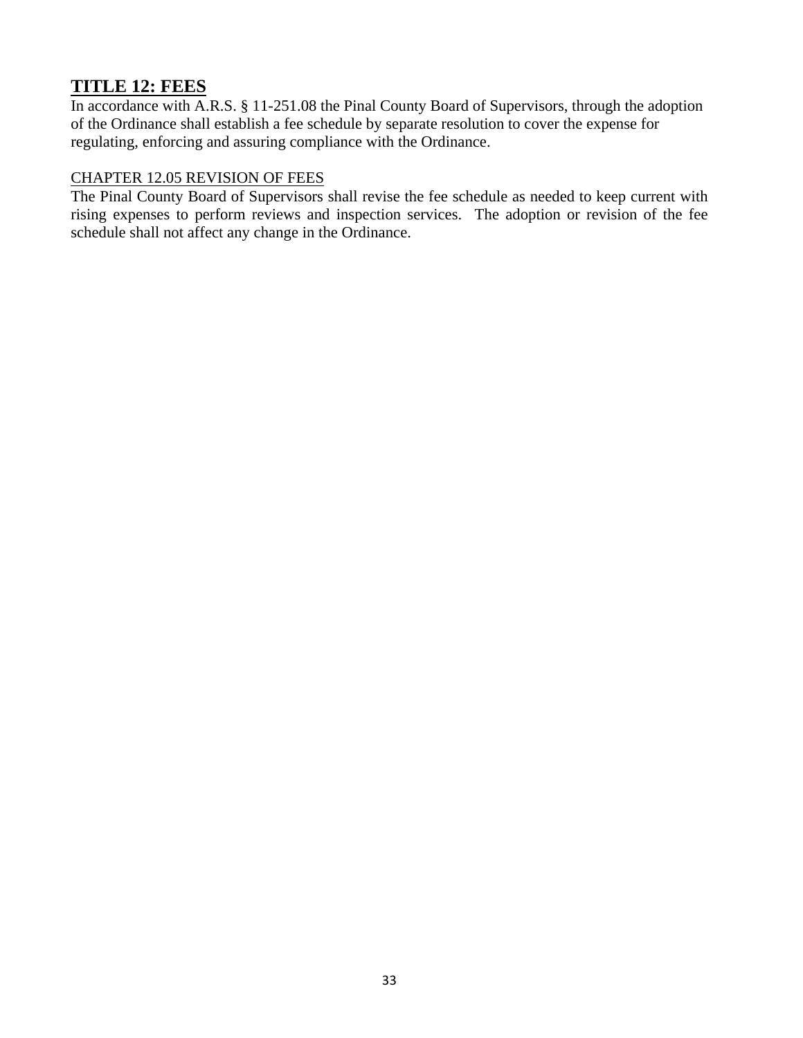## TITLE 12: FEES

In accordance with A.R.S. § 11-251.08 the Pinal County Board of Supervisors, through the adoption of the Ordinance shall establish a fee schedule by separate resolution to cover the expense for regulating, enforcing and assuring compliance with the Ordinance.

### CHAPTER 12.05 REVISION OF FEES

The Pinal County Board of Supervisors shall revise the fee schedule as needed to keep current with rising expenses to perform reviews and inspection services. The adoption or revision of the fee schedule shall not affect any change in the Ordinance.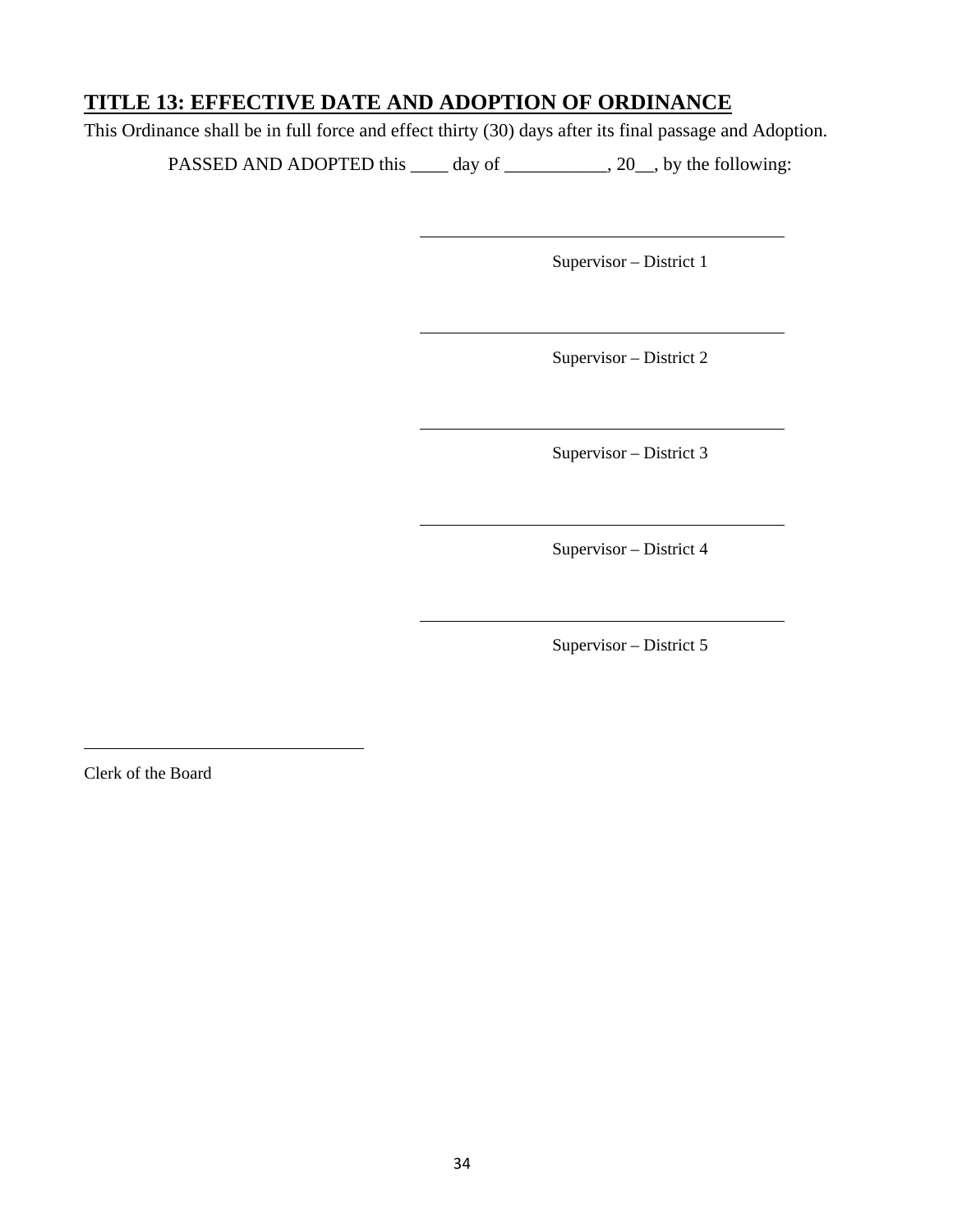## TITLE 13: EFFECTIVE DATE AND ADOPTION OF ORDINANCE

This Ordinance shall be in full force and effect thirty (30) days after its final passage and Adoption.

PASSED AND ADOPTED this ____ day of ___________, 20__, by the following:

\_\_\_\_\_\_\_\_\_\_\_\_\_\_\_\_\_\_\_\_\_\_\_\_\_\_\_\_\_\_\_\_\_\_\_\_\_\_\_\_

Supervisor – District 1

\_\_\_\_\_\_\_\_\_\_\_\_\_\_\_\_\_\_\_\_\_\_\_\_\_\_\_\_\_\_\_\_\_\_\_\_\_\_\_\_

Supervisor – District 2

\_\_\_\_\_\_\_\_\_\_\_\_\_\_\_\_\_\_\_\_\_\_\_\_\_\_\_\_\_\_\_\_\_\_\_\_\_\_\_\_

Supervisor – District 3

\_\_\_\_\_\_\_\_\_\_\_\_\_\_\_\_\_\_\_\_\_\_\_\_\_\_\_\_\_\_\_\_\_\_\_\_\_\_\_\_

Supervisor – District 4

\_\_\_\_\_\_\_\_\_\_\_\_\_\_\_\_\_\_\_\_\_\_\_\_\_\_\_\_\_\_\_\_\_\_\_\_\_\_\_\_

Supervisor – District 5

\_\_\_\_\_\_\_\_\_\_\_\_\_\_\_\_\_\_\_\_\_\_\_\_\_\_\_\_\_\_

Clerk of the Board